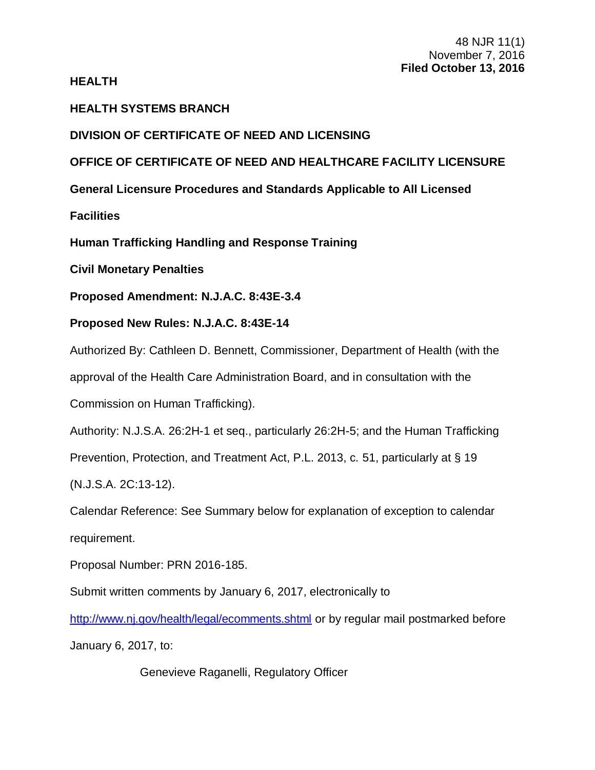48 NJR 11(1)
November 7, 2016
**Filed October 13, 2016**

**HEALTH**

**HEALTH SYSTEMS BRANCH**

**DIVISION OF CERTIFICATE OF NEED AND LICENSING**

**OFFICE OF CERTIFICATE OF NEED AND HEALTHCARE FACILITY LICENSURE**

**General Licensure Procedures and Standards Applicable to All Licensed Facilities**

**Human Trafficking Handling and Response Training**

**Civil Monetary Penalties**

**Proposed Amendment: N.J.A.C. 8:43E-3.4**

**Proposed New Rules: N.J.A.C. 8:43E-14**

Authorized By: Cathleen D. Bennett, Commissioner, Department of Health (with the approval of the Health Care Administration Board, and in consultation with the Commission on Human Trafficking).

Authority: N.J.S.A. 26:2H-1 et seq., particularly 26:2H-5; and the Human Trafficking Prevention, Protection, and Treatment Act, P.L. 2013, c. 51, particularly at § 19 (N.J.S.A. 2C:13-12).

Calendar Reference: See Summary below for explanation of exception to calendar requirement.

Proposal Number: PRN 2016-185.

Submit written comments by January 6, 2017, electronically to http://www.nj.gov/health/legal/ecomments.shtml or by regular mail postmarked before January 6, 2017, to:

Genevieve Raganelli, Regulatory Officer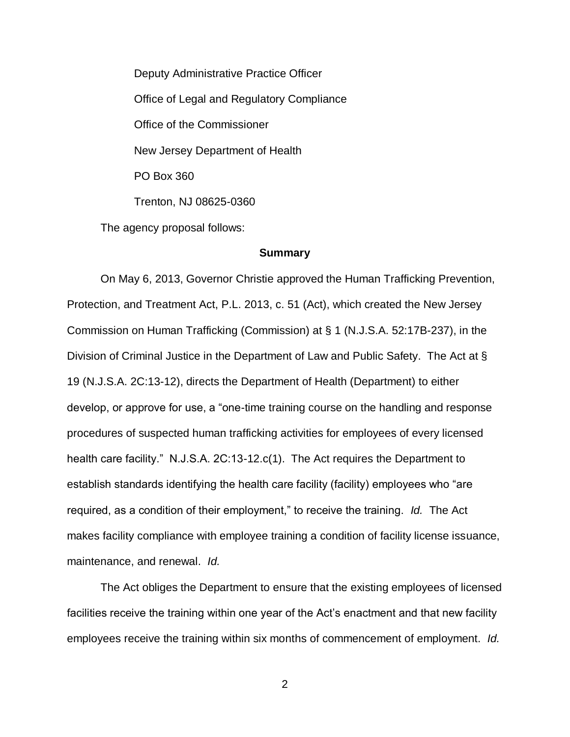Deputy Administrative Practice Officer

Office of Legal and Regulatory Compliance

Office of the Commissioner

New Jersey Department of Health

PO Box 360

Trenton, NJ 08625-0360

The agency proposal follows:

**Summary**

On May 6, 2013, Governor Christie approved the Human Trafficking Prevention, Protection, and Treatment Act, P.L. 2013, c. 51 (Act), which created the New Jersey Commission on Human Trafficking (Commission) at § 1 (N.J.S.A. 52:17B-237), in the Division of Criminal Justice in the Department of Law and Public Safety. The Act at § 19 (N.J.S.A. 2C:13-12), directs the Department of Health (Department) to either develop, or approve for use, a "one-time training course on the handling and response procedures of suspected human trafficking activities for employees of every licensed health care facility." N.J.S.A. 2C:13-12.c(1). The Act requires the Department to establish standards identifying the health care facility (facility) employees who "are required, as a condition of their employment," to receive the training. *Id.* The Act makes facility compliance with employee training a condition of facility license issuance, maintenance, and renewal. *Id.*

The Act obliges the Department to ensure that the existing employees of licensed facilities receive the training within one year of the Act's enactment and that new facility employees receive the training within six months of commencement of employment. *Id.*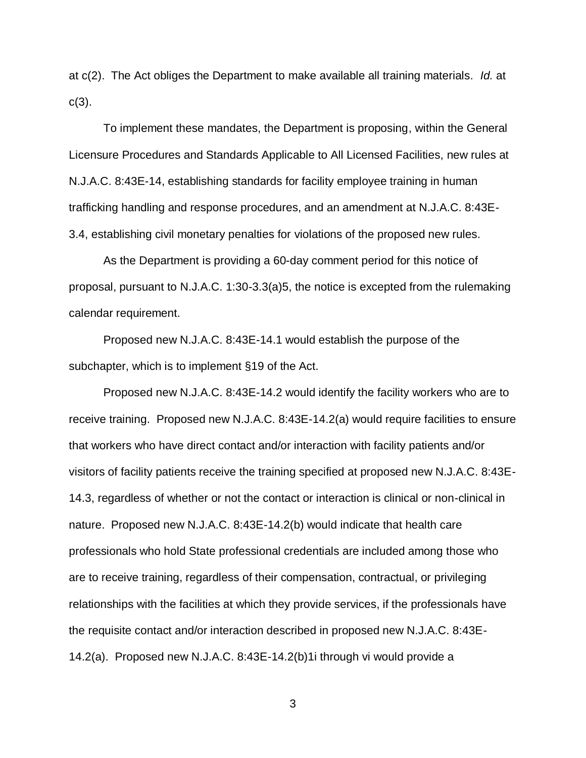at c(2). The Act obliges the Department to make available all training materials. *Id.* at c(3).

To implement these mandates, the Department is proposing, within the General Licensure Procedures and Standards Applicable to All Licensed Facilities, new rules at N.J.A.C. 8:43E-14, establishing standards for facility employee training in human trafficking handling and response procedures, and an amendment at N.J.A.C. 8:43E-3.4, establishing civil monetary penalties for violations of the proposed new rules.

As the Department is providing a 60-day comment period for this notice of proposal, pursuant to N.J.A.C. 1:30-3.3(a)5, the notice is excepted from the rulemaking calendar requirement.

Proposed new N.J.A.C. 8:43E-14.1 would establish the purpose of the subchapter, which is to implement §19 of the Act.

Proposed new N.J.A.C. 8:43E-14.2 would identify the facility workers who are to receive training. Proposed new N.J.A.C. 8:43E-14.2(a) would require facilities to ensure that workers who have direct contact and/or interaction with facility patients and/or visitors of facility patients receive the training specified at proposed new N.J.A.C. 8:43E-14.3, regardless of whether or not the contact or interaction is clinical or non-clinical in nature. Proposed new N.J.A.C. 8:43E-14.2(b) would indicate that health care professionals who hold State professional credentials are included among those who are to receive training, regardless of their compensation, contractual, or privileging relationships with the facilities at which they provide services, if the professionals have the requisite contact and/or interaction described in proposed new N.J.A.C. 8:43E-14.2(a). Proposed new N.J.A.C. 8:43E-14.2(b)1i through vi would provide a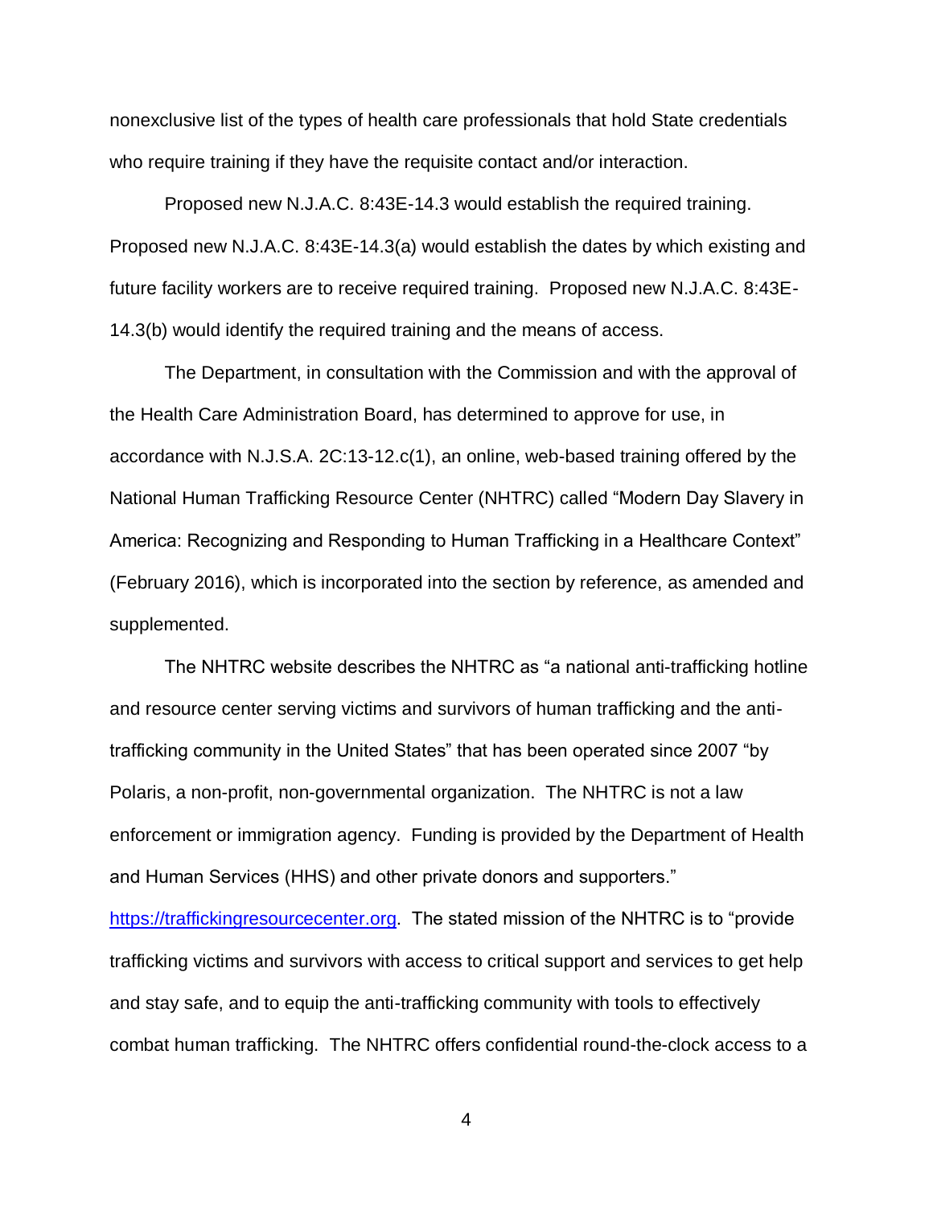nonexclusive list of the types of health care professionals that hold State credentials who require training if they have the requisite contact and/or interaction.

Proposed new N.J.A.C. 8:43E-14.3 would establish the required training. Proposed new N.J.A.C. 8:43E-14.3(a) would establish the dates by which existing and future facility workers are to receive required training. Proposed new N.J.A.C. 8:43E-14.3(b) would identify the required training and the means of access.

The Department, in consultation with the Commission and with the approval of the Health Care Administration Board, has determined to approve for use, in accordance with N.J.S.A. 2C:13-12.c(1), an online, web-based training offered by the National Human Trafficking Resource Center (NHTRC) called "Modern Day Slavery in America: Recognizing and Responding to Human Trafficking in a Healthcare Context" (February 2016), which is incorporated into the section by reference, as amended and supplemented.

The NHTRC website describes the NHTRC as "a national anti-trafficking hotline and resource center serving victims and survivors of human trafficking and the anti-trafficking community in the United States" that has been operated since 2007 "by Polaris, a non-profit, non-governmental organization. The NHTRC is not a law enforcement or immigration agency. Funding is provided by the Department of Health and Human Services (HHS) and other private donors and supporters." [https://traffickingresourcecenter.org](https://traffickingresourcecenter.org). The stated mission of the NHTRC is to "provide trafficking victims and survivors with access to critical support and services to get help and stay safe, and to equip the anti-trafficking community with tools to effectively combat human trafficking. The NHTRC offers confidential round-the-clock access to a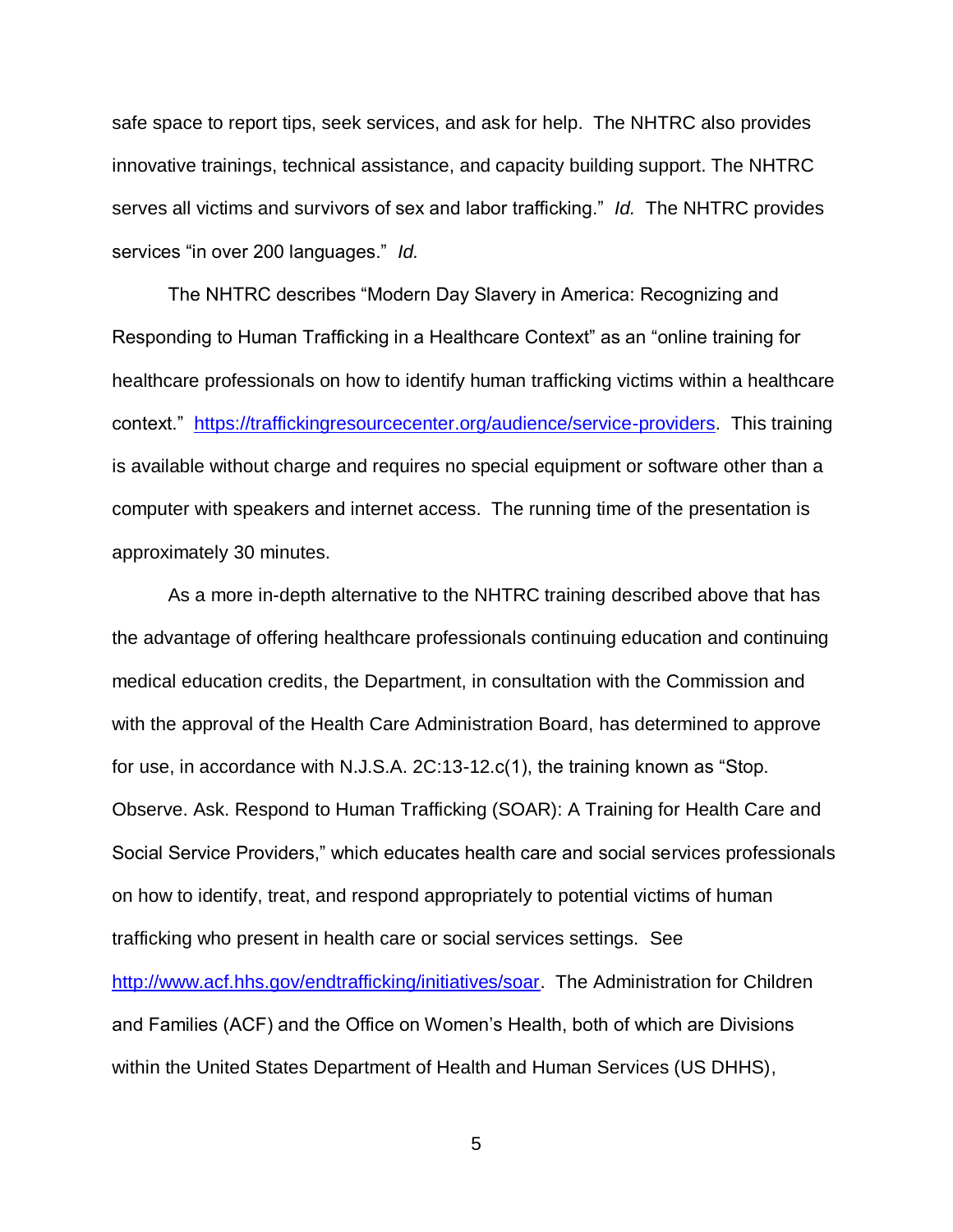safe space to report tips, seek services, and ask for help. The NHTRC also provides innovative trainings, technical assistance, and capacity building support. The NHTRC serves all victims and survivors of sex and labor trafficking." *Id.* The NHTRC provides services "in over 200 languages." *Id.*

The NHTRC describes "Modern Day Slavery in America: Recognizing and Responding to Human Trafficking in a Healthcare Context" as an "online training for healthcare professionals on how to identify human trafficking victims within a healthcare context." [https://traffickingresourcecenter.org/audience/service-providers](https://traffickingresourcecenter.org/audience/service-providers). This training is available without charge and requires no special equipment or software other than a computer with speakers and internet access. The running time of the presentation is approximately 30 minutes.

As a more in-depth alternative to the NHTRC training described above that has the advantage of offering healthcare professionals continuing education and continuing medical education credits, the Department, in consultation with the Commission and with the approval of the Health Care Administration Board, has determined to approve for use, in accordance with N.J.S.A. 2C:13-12.c(1), the training known as "Stop. Observe. Ask. Respond to Human Trafficking (SOAR): A Training for Health Care and Social Service Providers," which educates health care and social services professionals on how to identify, treat, and respond appropriately to potential victims of human trafficking who present in health care or social services settings. See [http://www.acf.hhs.gov/endtrafficking/initiatives/soar](http://www.acf.hhs.gov/endtrafficking/initiatives/soar). The Administration for Children and Families (ACF) and the Office on Women's Health, both of which are Divisions within the United States Department of Health and Human Services (US DHHS),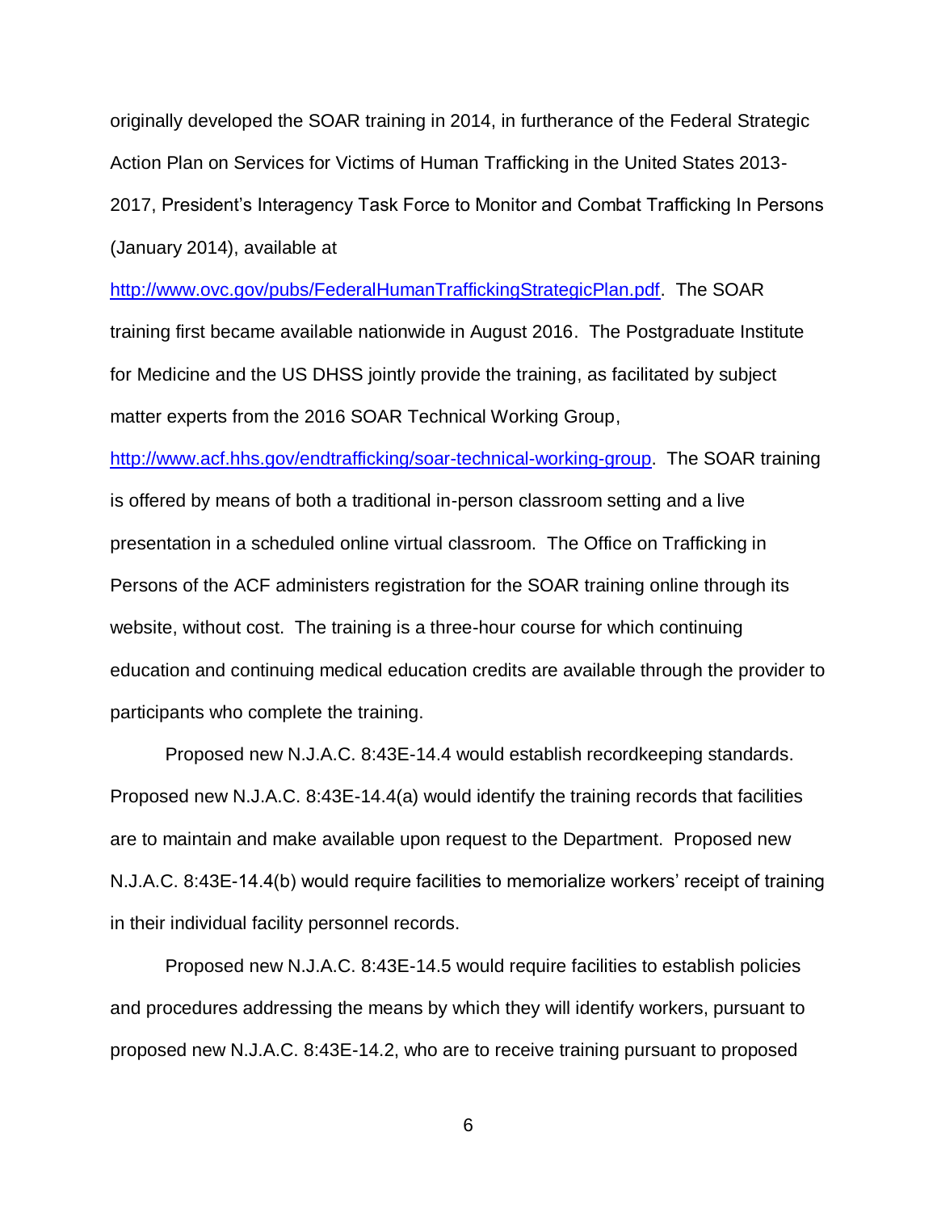originally developed the SOAR training in 2014, in furtherance of the Federal Strategic Action Plan on Services for Victims of Human Trafficking in the United States 2013-2017, President's Interagency Task Force to Monitor and Combat Trafficking In Persons (January 2014), available at http://www.ovc.gov/pubs/FederalHumanTraffickingStrategicPlan.pdf. The SOAR training first became available nationwide in August 2016. The Postgraduate Institute for Medicine and the US DHSS jointly provide the training, as facilitated by subject matter experts from the 2016 SOAR Technical Working Group, http://www.acf.hhs.gov/endtrafficking/soar-technical-working-group. The SOAR training is offered by means of both a traditional in-person classroom setting and a live presentation in a scheduled online virtual classroom. The Office on Trafficking in Persons of the ACF administers registration for the SOAR training online through its website, without cost. The training is a three-hour course for which continuing education and continuing medical education credits are available through the provider to participants who complete the training.

Proposed new N.J.A.C. 8:43E-14.4 would establish recordkeeping standards. Proposed new N.J.A.C. 8:43E-14.4(a) would identify the training records that facilities are to maintain and make available upon request to the Department. Proposed new N.J.A.C. 8:43E-14.4(b) would require facilities to memorialize workers' receipt of training in their individual facility personnel records.

Proposed new N.J.A.C. 8:43E-14.5 would require facilities to establish policies and procedures addressing the means by which they will identify workers, pursuant to proposed new N.J.A.C. 8:43E-14.2, who are to receive training pursuant to proposed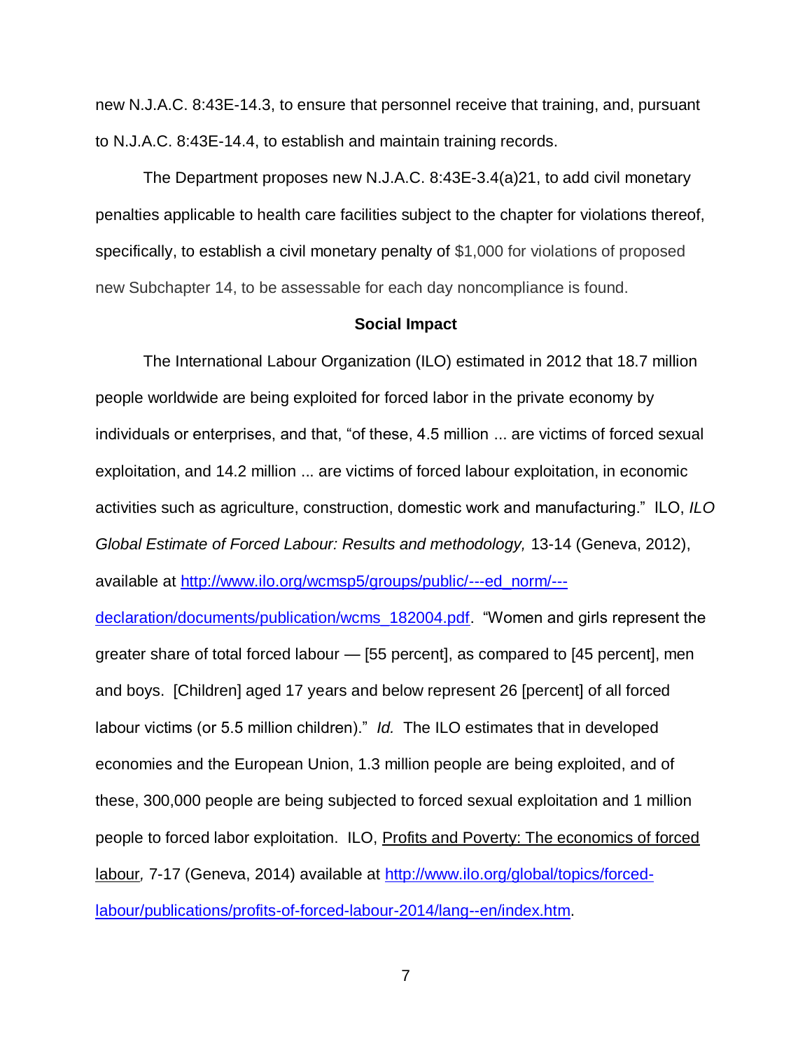new N.J.A.C. 8:43E-14.3, to ensure that personnel receive that training, and, pursuant to N.J.A.C. 8:43E-14.4, to establish and maintain training records.

The Department proposes new N.J.A.C. 8:43E-3.4(a)21, to add civil monetary penalties applicable to health care facilities subject to the chapter for violations thereof, specifically, to establish a civil monetary penalty of $1,000 for violations of proposed new Subchapter 14, to be assessable for each day noncompliance is found.

**Social Impact**

The International Labour Organization (ILO) estimated in 2012 that 18.7 million people worldwide are being exploited for forced labor in the private economy by individuals or enterprises, and that, "of these, 4.5 million ... are victims of forced sexual exploitation, and 14.2 million ... are victims of forced labour exploitation, in economic activities such as agriculture, construction, domestic work and manufacturing." ILO, *ILO Global Estimate of Forced Labour: Results and methodology,* 13-14 (Geneva, 2012), available at http://www.ilo.org/wcmsp5/groups/public/---ed_norm/---declaration/documents/publication/wcms_182004.pdf. "Women and girls represent the greater share of total forced labour — [55 percent], as compared to [45 percent], men and boys. [Children] aged 17 years and below represent 26 [percent] of all forced labour victims (or 5.5 million children)." *Id.* The ILO estimates that in developed economies and the European Union, 1.3 million people are being exploited, and of these, 300,000 people are being subjected to forced sexual exploitation and 1 million people to forced labor exploitation. ILO, Profits and Poverty: The economics of forced labour*,* 7-17 (Geneva, 2014) available at http://www.ilo.org/global/topics/forced-labour/publications/profits-of-forced-labour-2014/lang--en/index.htm.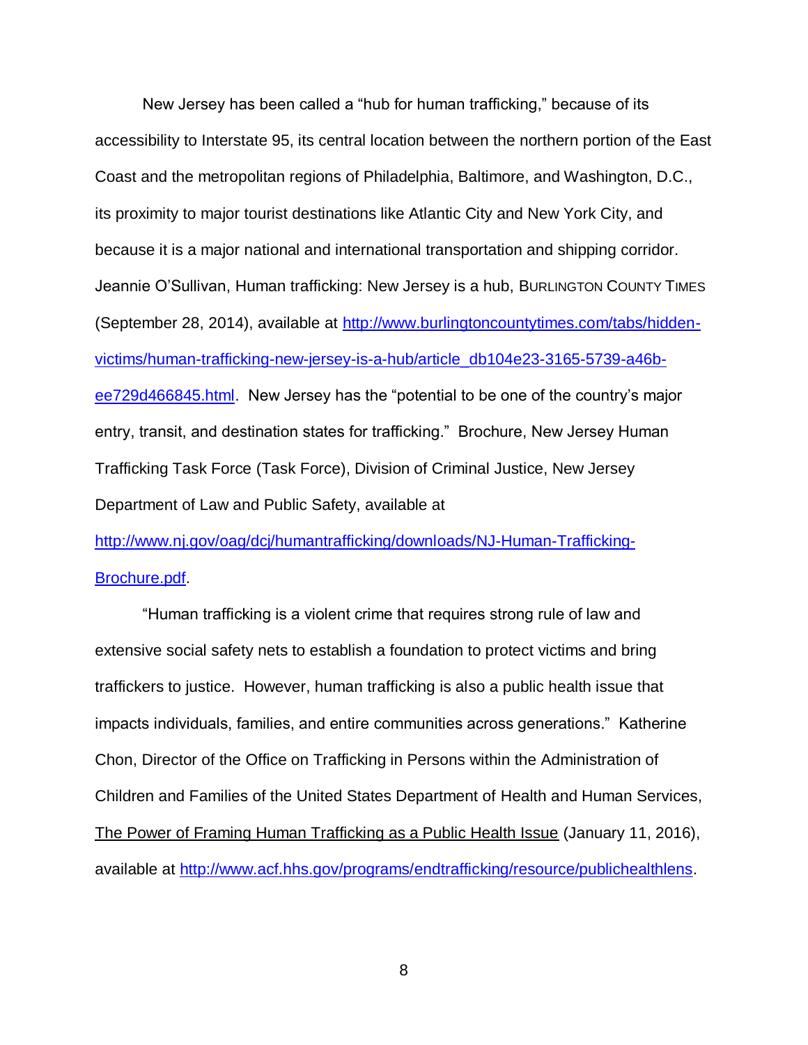New Jersey has been called a "hub for human trafficking," because of its accessibility to Interstate 95, its central location between the northern portion of the East Coast and the metropolitan regions of Philadelphia, Baltimore, and Washington, D.C., its proximity to major tourist destinations like Atlantic City and New York City, and because it is a major national and international transportation and shipping corridor. Jeannie O'Sullivan, Human trafficking: New Jersey is a hub, BURLINGTON COUNTY TIMES (September 28, 2014), available at [http://www.burlingtoncountytimes.com/tabs/hidden-victims/human-trafficking-new-jersey-is-a-hub/article_db104e23-3165-5739-a46b-ee729d466845.html](http://www.burlingtoncountytimes.com/tabs/hidden-victims/human-trafficking-new-jersey-is-a-hub/article_db104e23-3165-5739-a46b-ee729d466845.html). New Jersey has the "potential to be one of the country's major entry, transit, and destination states for trafficking." Brochure, New Jersey Human Trafficking Task Force (Task Force), Division of Criminal Justice, New Jersey Department of Law and Public Safety, available at [http://www.nj.gov/oag/dcj/humantrafficking/downloads/NJ-Human-Trafficking-Brochure.pdf](http://www.nj.gov/oag/dcj/humantrafficking/downloads/NJ-Human-Trafficking-Brochure.pdf).

"Human trafficking is a violent crime that requires strong rule of law and extensive social safety nets to establish a foundation to protect victims and bring traffickers to justice. However, human trafficking is also a public health issue that impacts individuals, families, and entire communities across generations." Katherine Chon, Director of the Office on Trafficking in Persons within the Administration of Children and Families of the United States Department of Health and Human Services, The Power of Framing Human Trafficking as a Public Health Issue (January 11, 2016), available at [http://www.acf.hhs.gov/programs/endtrafficking/resource/publichealthlens](http://www.acf.hhs.gov/programs/endtrafficking/resource/publichealthlens).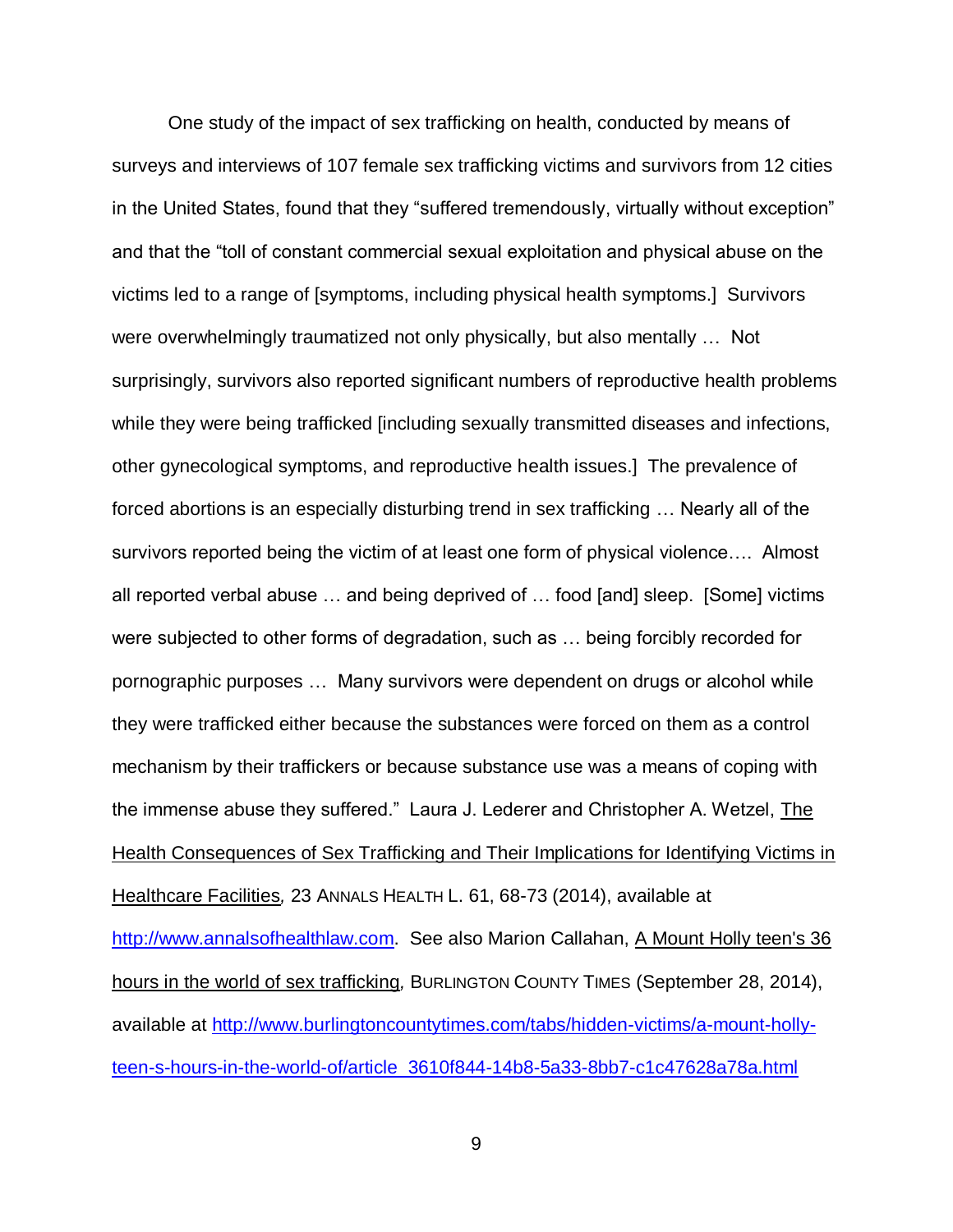One study of the impact of sex trafficking on health, conducted by means of surveys and interviews of 107 female sex trafficking victims and survivors from 12 cities in the United States, found that they "suffered tremendously, virtually without exception" and that the "toll of constant commercial sexual exploitation and physical abuse on the victims led to a range of [symptoms, including physical health symptoms.] Survivors were overwhelmingly traumatized not only physically, but also mentally … Not surprisingly, survivors also reported significant numbers of reproductive health problems while they were being trafficked [including sexually transmitted diseases and infections, other gynecological symptoms, and reproductive health issues.] The prevalence of forced abortions is an especially disturbing trend in sex trafficking … Nearly all of the survivors reported being the victim of at least one form of physical violence…. Almost all reported verbal abuse … and being deprived of … food [and] sleep. [Some] victims were subjected to other forms of degradation, such as … being forcibly recorded for pornographic purposes … Many survivors were dependent on drugs or alcohol while they were trafficked either because the substances were forced on them as a control mechanism by their traffickers or because substance use was a means of coping with the immense abuse they suffered." Laura J. Lederer and Christopher A. Wetzel, <u>The Health Consequences of Sex Trafficking and Their Implications for Identifying Victims in Healthcare Facilities</u>, 23 ANNALS HEALTH L. 61, 68-73 (2014), available at [http://www.annalsofhealthlaw.com](http://www.annalsofhealthlaw.com). See also Marion Callahan, <u>A Mount Holly teen's 36 hours in the world of sex trafficking</u>, BURLINGTON COUNTY TIMES (September 28, 2014), available at [http://www.burlingtoncountytimes.com/tabs/hidden-victims/a-mount-holly-teen-s-hours-in-the-world-of/article_3610f844-14b8-5a33-8bb7-c1c47628a78a.html](http://www.burlingtoncountytimes.com/tabs/hidden-victims/a-mount-holly-teen-s-hours-in-the-world-of/article_3610f844-14b8-5a33-8bb7-c1c47628a78a.html)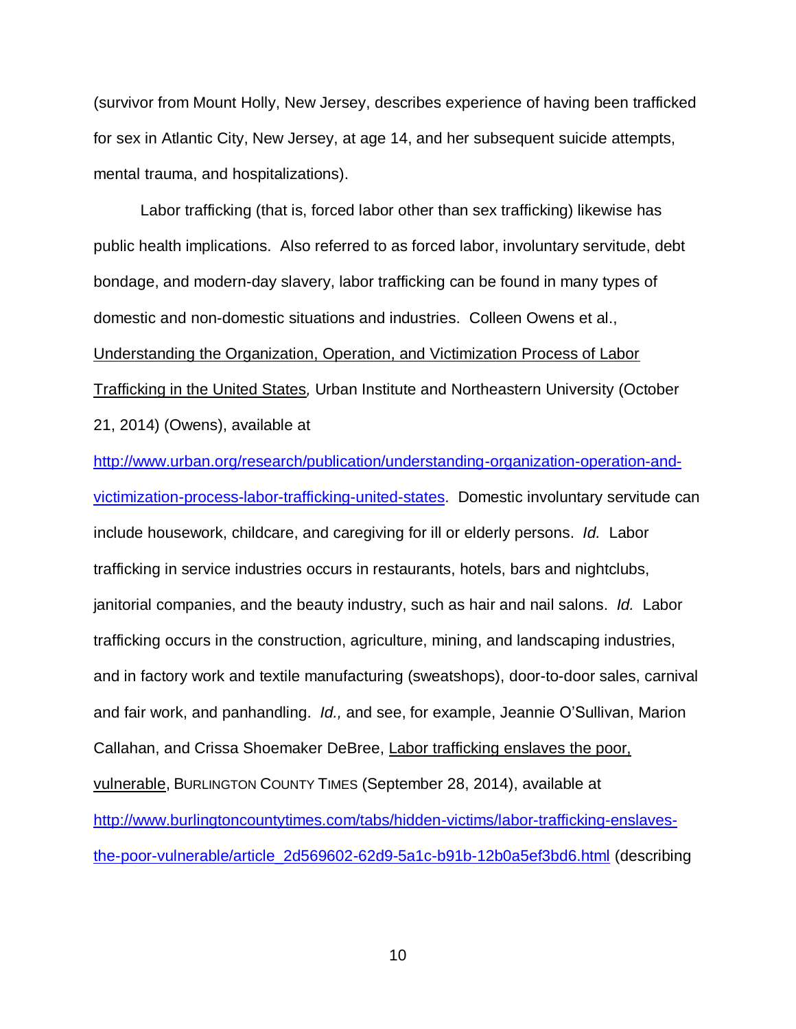(survivor from Mount Holly, New Jersey, describes experience of having been trafficked for sex in Atlantic City, New Jersey, at age 14, and her subsequent suicide attempts, mental trauma, and hospitalizations).

Labor trafficking (that is, forced labor other than sex trafficking) likewise has public health implications. Also referred to as forced labor, involuntary servitude, debt bondage, and modern-day slavery, labor trafficking can be found in many types of domestic and non-domestic situations and industries. Colleen Owens et al., Understanding the Organization, Operation, and Victimization Process of Labor Trafficking in the United States, Urban Institute and Northeastern University (October 21, 2014) (Owens), available at http://www.urban.org/research/publication/understanding-organization-operation-and-victimization-process-labor-trafficking-united-states. Domestic involuntary servitude can include housework, childcare, and caregiving for ill or elderly persons. *Id.* Labor trafficking in service industries occurs in restaurants, hotels, bars and nightclubs, janitorial companies, and the beauty industry, such as hair and nail salons. *Id.* Labor trafficking occurs in the construction, agriculture, mining, and landscaping industries, and in factory work and textile manufacturing (sweatshops), door-to-door sales, carnival and fair work, and panhandling. *Id.,* and see, for example, Jeannie O'Sullivan, Marion Callahan, and Crissa Shoemaker DeBree, Labor trafficking enslaves the poor, vulnerable, BURLINGTON COUNTY TIMES (September 28, 2014), available at http://www.burlingtoncountytimes.com/tabs/hidden-victims/labor-trafficking-enslaves-the-poor-vulnerable/article_2d569602-62d9-5a1c-b91b-12b0a5ef3bd6.html (describing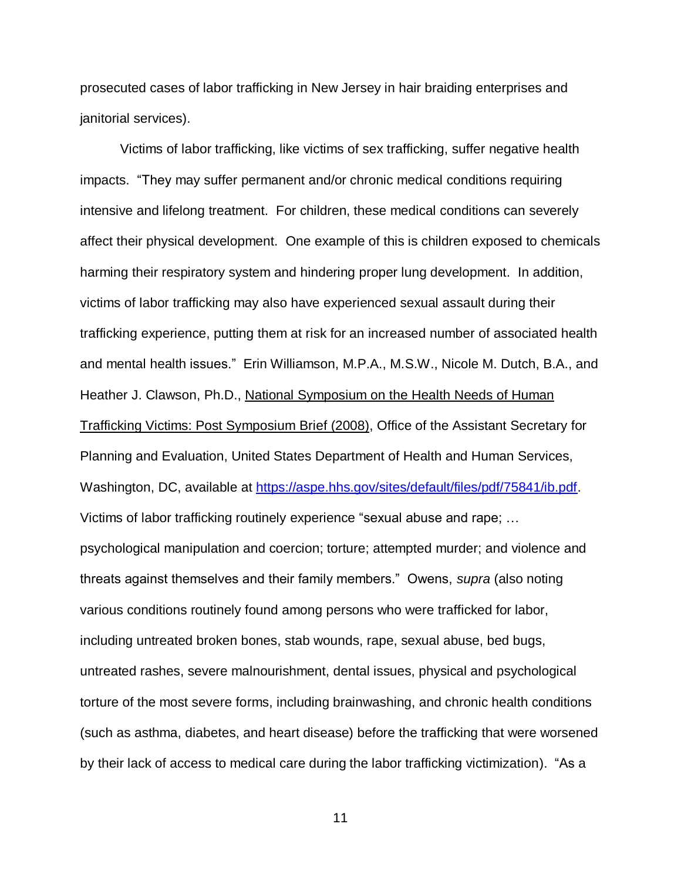prosecuted cases of labor trafficking in New Jersey in hair braiding enterprises and janitorial services).

Victims of labor trafficking, like victims of sex trafficking, suffer negative health impacts. "They may suffer permanent and/or chronic medical conditions requiring intensive and lifelong treatment. For children, these medical conditions can severely affect their physical development. One example of this is children exposed to chemicals harming their respiratory system and hindering proper lung development. In addition, victims of labor trafficking may also have experienced sexual assault during their trafficking experience, putting them at risk for an increased number of associated health and mental health issues." Erin Williamson, M.P.A., M.S.W., Nicole M. Dutch, B.A., and Heather J. Clawson, Ph.D., National Symposium on the Health Needs of Human Trafficking Victims: Post Symposium Brief (2008), Office of the Assistant Secretary for Planning and Evaluation, United States Department of Health and Human Services, Washington, DC, available at [https://aspe.hhs.gov/sites/default/files/pdf/75841/ib.pdf](https://aspe.hhs.gov/sites/default/files/pdf/75841/ib.pdf). Victims of labor trafficking routinely experience "sexual abuse and rape; … psychological manipulation and coercion; torture; attempted murder; and violence and threats against themselves and their family members." Owens, *supra* (also noting various conditions routinely found among persons who were trafficked for labor, including untreated broken bones, stab wounds, rape, sexual abuse, bed bugs, untreated rashes, severe malnourishment, dental issues, physical and psychological torture of the most severe forms, including brainwashing, and chronic health conditions (such as asthma, diabetes, and heart disease) before the trafficking that were worsened by their lack of access to medical care during the labor trafficking victimization). "As a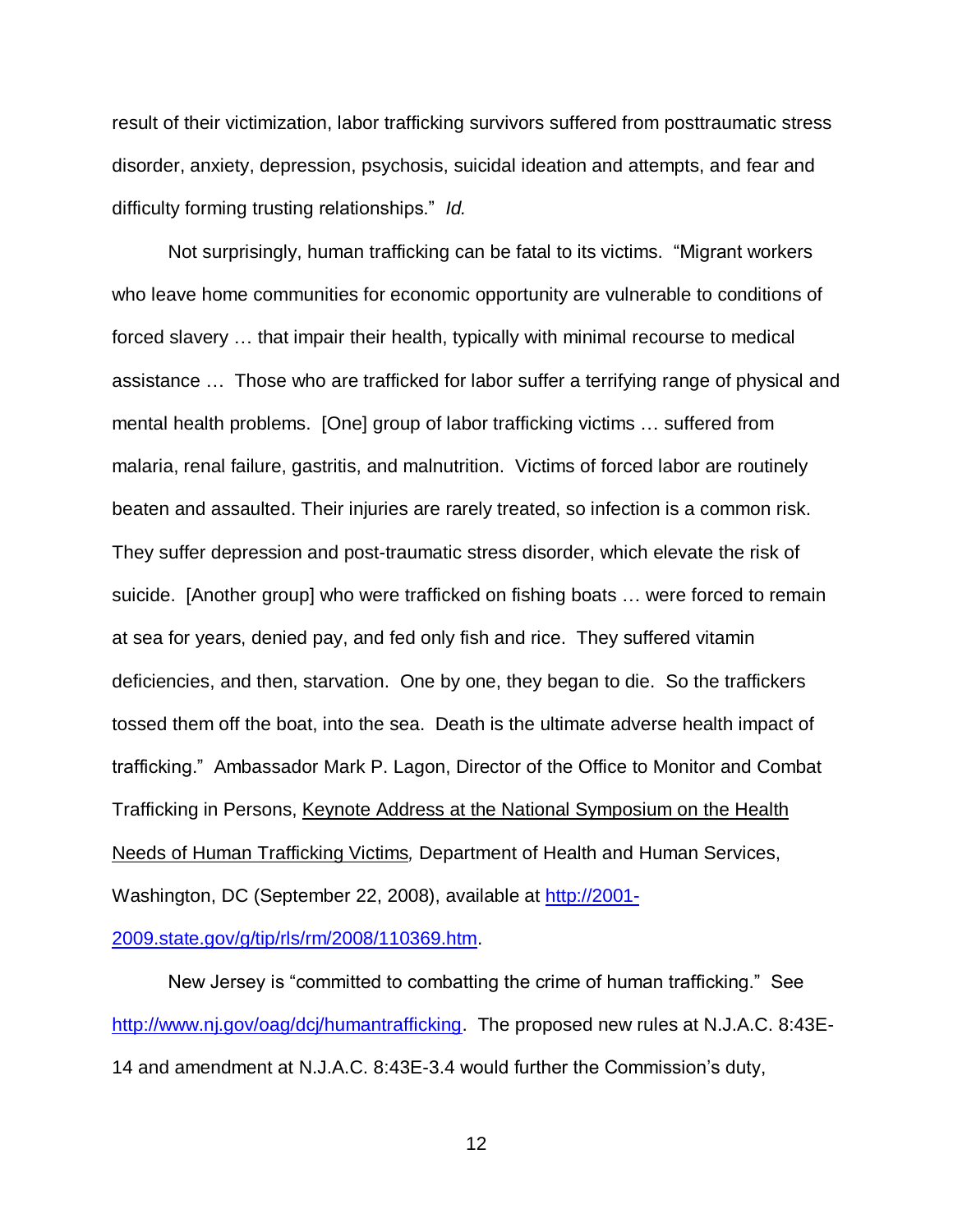result of their victimization, labor trafficking survivors suffered from posttraumatic stress disorder, anxiety, depression, psychosis, suicidal ideation and attempts, and fear and difficulty forming trusting relationships." *Id.*

Not surprisingly, human trafficking can be fatal to its victims. "Migrant workers who leave home communities for economic opportunity are vulnerable to conditions of forced slavery … that impair their health, typically with minimal recourse to medical assistance … Those who are trafficked for labor suffer a terrifying range of physical and mental health problems. [One] group of labor trafficking victims … suffered from malaria, renal failure, gastritis, and malnutrition. Victims of forced labor are routinely beaten and assaulted. Their injuries are rarely treated, so infection is a common risk. They suffer depression and post-traumatic stress disorder, which elevate the risk of suicide. [Another group] who were trafficked on fishing boats … were forced to remain at sea for years, denied pay, and fed only fish and rice. They suffered vitamin deficiencies, and then, starvation. One by one, they began to die. So the traffickers tossed them off the boat, into the sea. Death is the ultimate adverse health impact of trafficking." Ambassador Mark P. Lagon, Director of the Office to Monitor and Combat Trafficking in Persons, Keynote Address at the National Symposium on the Health Needs of Human Trafficking Victims*,* Department of Health and Human Services, Washington, DC (September 22, 2008), available at [http://2001-2009.state.gov/g/tip/rls/rm/2008/110369.htm](http://2001-2009.state.gov/g/tip/rls/rm/2008/110369.htm).

New Jersey is "committed to combatting the crime of human trafficking." See [http://www.nj.gov/oag/dcj/humantrafficking](http://www.nj.gov/oag/dcj/humantrafficking). The proposed new rules at N.J.A.C. 8:43E-14 and amendment at N.J.A.C. 8:43E-3.4 would further the Commission's duty,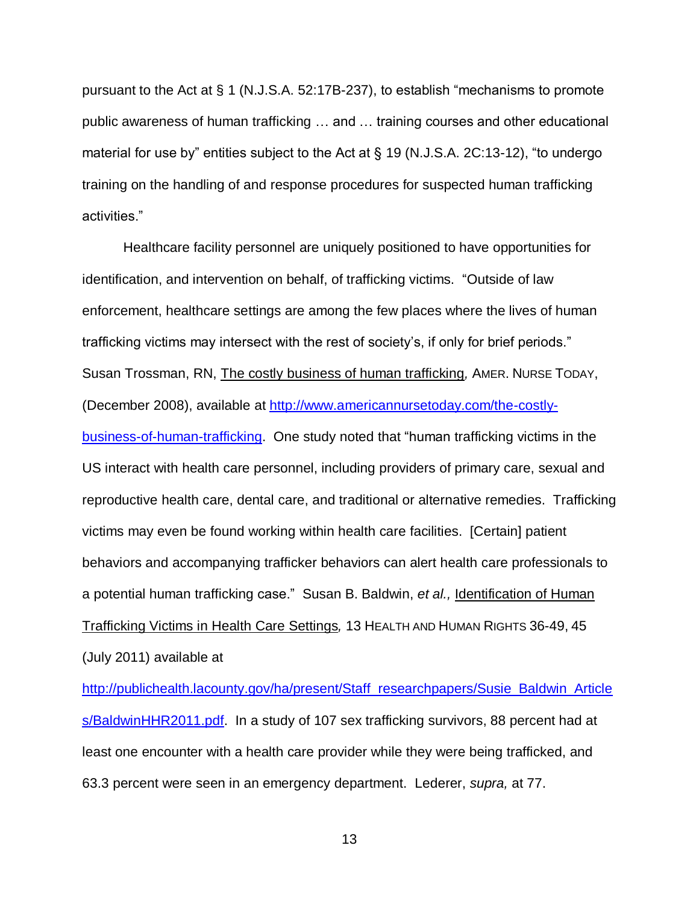pursuant to the Act at § 1 (N.J.S.A. 52:17B-237), to establish "mechanisms to promote public awareness of human trafficking … and … training courses and other educational material for use by" entities subject to the Act at § 19 (N.J.S.A. 2C:13-12), "to undergo training on the handling of and response procedures for suspected human trafficking activities."

Healthcare facility personnel are uniquely positioned to have opportunities for identification, and intervention on behalf, of trafficking victims. "Outside of law enforcement, healthcare settings are among the few places where the lives of human trafficking victims may intersect with the rest of society's, if only for brief periods." Susan Trossman, RN, The costly business of human trafficking*,* AMER. NURSE TODAY, (December 2008), available at http://www.americannursetoday.com/the-costly-business-of-human-trafficking. One study noted that "human trafficking victims in the US interact with health care personnel, including providers of primary care, sexual and reproductive health care, dental care, and traditional or alternative remedies. Trafficking victims may even be found working within health care facilities. [Certain] patient behaviors and accompanying trafficker behaviors can alert health care professionals to a potential human trafficking case." Susan B. Baldwin, *et al.,* Identification of Human Trafficking Victims in Health Care Settings*,* 13 HEALTH AND HUMAN RIGHTS 36-49, 45 (July 2011) available at http://publichealth.lacounty.gov/ha/present/Staff_researchpapers/Susie_Baldwin_Articles/BaldwinHHR2011.pdf. In a study of 107 sex trafficking survivors, 88 percent had at least one encounter with a health care provider while they were being trafficked, and 63.3 percent were seen in an emergency department. Lederer, *supra,* at 77.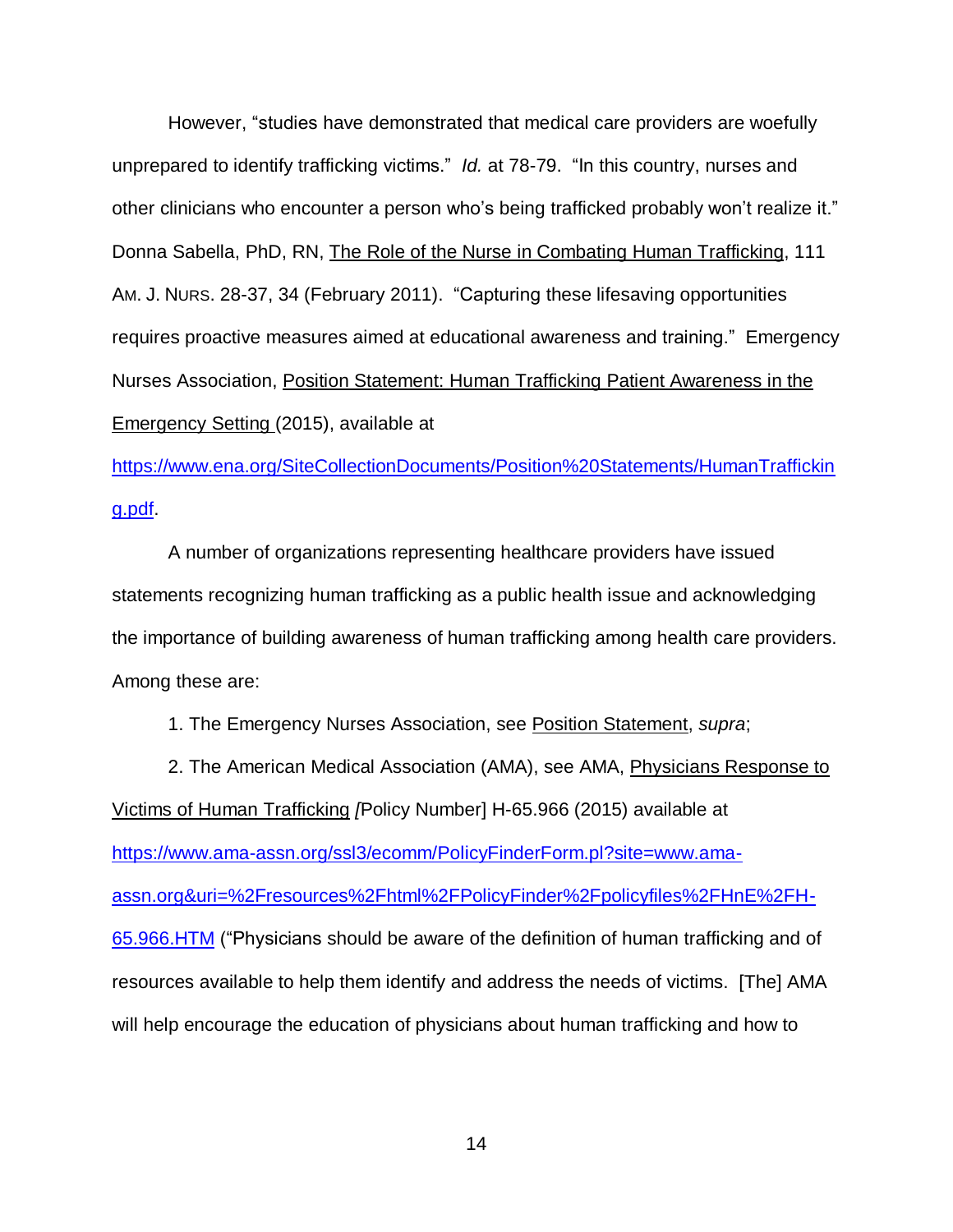However, "studies have demonstrated that medical care providers are woefully unprepared to identify trafficking victims." *Id.* at 78-79. "In this country, nurses and other clinicians who encounter a person who's being trafficked probably won't realize it." Donna Sabella, PhD, RN, The Role of the Nurse in Combating Human Trafficking, 111 AM. J. NURS. 28-37, 34 (February 2011). "Capturing these lifesaving opportunities requires proactive measures aimed at educational awareness and training." Emergency Nurses Association, Position Statement: Human Trafficking Patient Awareness in the Emergency Setting (2015), available at https://www.ena.org/SiteCollectionDocuments/Position%20Statements/HumanTrafficking.pdf.

A number of organizations representing healthcare providers have issued statements recognizing human trafficking as a public health issue and acknowledging the importance of building awareness of human trafficking among health care providers. Among these are:

1. The Emergency Nurses Association, see Position Statement, *supra*;

2. The American Medical Association (AMA), see AMA, Physicians Response to Victims of Human Trafficking [Policy Number] H-65.966 (2015) available at https://www.ama-assn.org/ssl3/ecomm/PolicyFinderForm.pl?site=www.ama-assn.org&uri=%2Fresources%2Fhtml%2FPolicyFinder%2Fpolicyfiles%2FHnE%2FH-65.966.HTM ("Physicians should be aware of the definition of human trafficking and of resources available to help them identify and address the needs of victims. [The] AMA will help encourage the education of physicians about human trafficking and how to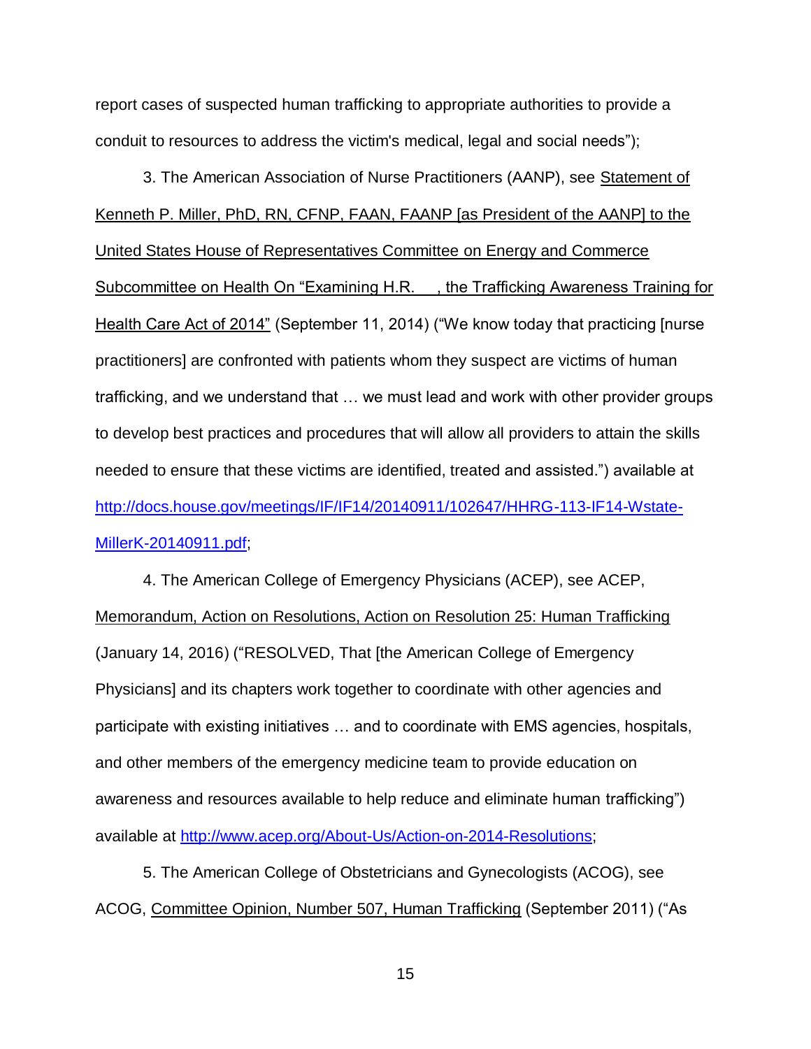report cases of suspected human trafficking to appropriate authorities to provide a conduit to resources to address the victim's medical, legal and social needs");

3. The American Association of Nurse Practitioners (AANP), see Statement of Kenneth P. Miller, PhD, RN, CFNP, FAAN, FAANP [as President of the AANP] to the United States House of Representatives Committee on Energy and Commerce Subcommittee on Health On "Examining H.R. \_\_\_, the Trafficking Awareness Training for Health Care Act of 2014" (September 11, 2014) ("We know today that practicing [nurse practitioners] are confronted with patients whom they suspect are victims of human trafficking, and we understand that … we must lead and work with other provider groups to develop best practices and procedures that will allow all providers to attain the skills needed to ensure that these victims are identified, treated and assisted.") available at http://docs.house.gov/meetings/IF/IF14/20140911/102647/HHRG-113-IF14-Wstate-MillerK-20140911.pdf;

4. The American College of Emergency Physicians (ACEP), see ACEP, Memorandum, Action on Resolutions, Action on Resolution 25: Human Trafficking (January 14, 2016) ("RESOLVED, That [the American College of Emergency Physicians] and its chapters work together to coordinate with other agencies and participate with existing initiatives … and to coordinate with EMS agencies, hospitals, and other members of the emergency medicine team to provide education on awareness and resources available to help reduce and eliminate human trafficking") available at http://www.acep.org/About-Us/Action-on-2014-Resolutions;

5. The American College of Obstetricians and Gynecologists (ACOG), see ACOG, Committee Opinion, Number 507, Human Trafficking (September 2011) ("As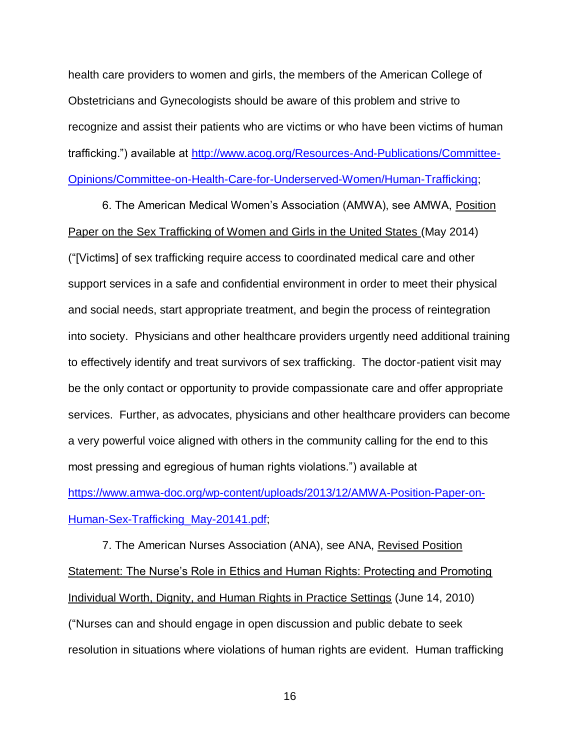health care providers to women and girls, the members of the American College of Obstetricians and Gynecologists should be aware of this problem and strive to recognize and assist their patients who are victims or who have been victims of human trafficking.") available at [http://www.acog.org/Resources-And-Publications/Committee-Opinions/Committee-on-Health-Care-for-Underserved-Women/Human-Trafficking](http://www.acog.org/Resources-And-Publications/Committee-Opinions/Committee-on-Health-Care-for-Underserved-Women/Human-Trafficking);

6. The American Medical Women's Association (AMWA), see AMWA, Position Paper on the Sex Trafficking of Women and Girls in the United States (May 2014) ("[Victims] of sex trafficking require access to coordinated medical care and other support services in a safe and confidential environment in order to meet their physical and social needs, start appropriate treatment, and begin the process of reintegration into society. Physicians and other healthcare providers urgently need additional training to effectively identify and treat survivors of sex trafficking. The doctor-patient visit may be the only contact or opportunity to provide compassionate care and offer appropriate services. Further, as advocates, physicians and other healthcare providers can become a very powerful voice aligned with others in the community calling for the end to this most pressing and egregious of human rights violations.") available at [https://www.amwa-doc.org/wp-content/uploads/2013/12/AMWA-Position-Paper-on-Human-Sex-Trafficking_May-20141.pdf](https://www.amwa-doc.org/wp-content/uploads/2013/12/AMWA-Position-Paper-on-Human-Sex-Trafficking_May-20141.pdf);

7. The American Nurses Association (ANA), see ANA, Revised Position Statement: The Nurse's Role in Ethics and Human Rights: Protecting and Promoting Individual Worth, Dignity, and Human Rights in Practice Settings (June 14, 2010) ("Nurses can and should engage in open discussion and public debate to seek resolution in situations where violations of human rights are evident. Human trafficking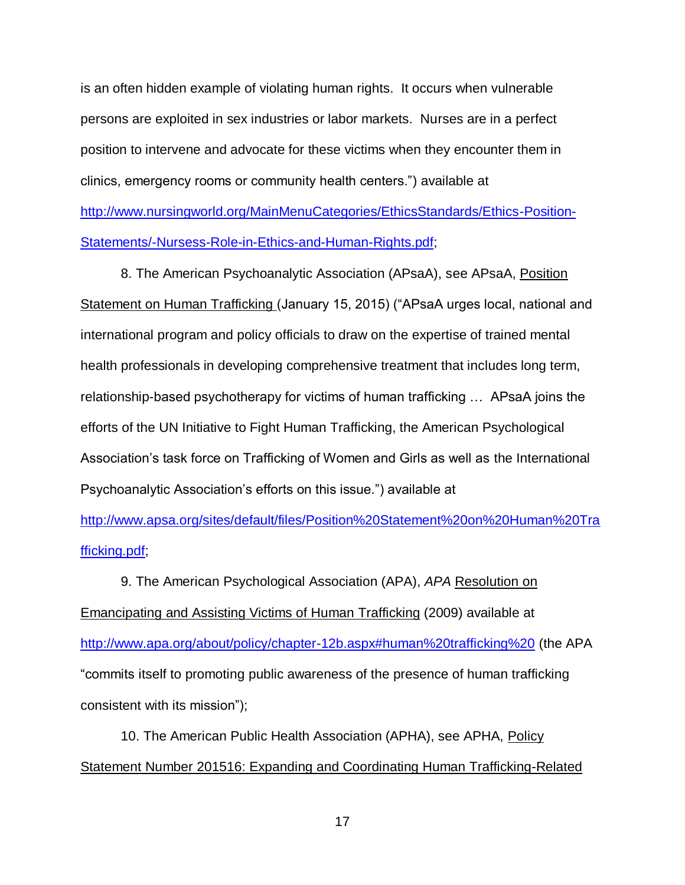is an often hidden example of violating human rights. It occurs when vulnerable persons are exploited in sex industries or labor markets. Nurses are in a perfect position to intervene and advocate for these victims when they encounter them in clinics, emergency rooms or community health centers.") available at http://www.nursingworld.org/MainMenuCategories/EthicsStandards/Ethics-Position-Statements/-Nursess-Role-in-Ethics-and-Human-Rights.pdf;

8. The American Psychoanalytic Association (APsaA), see APsaA, Position Statement on Human Trafficking (January 15, 2015) ("APsaA urges local, national and international program and policy officials to draw on the expertise of trained mental health professionals in developing comprehensive treatment that includes long term, relationship-based psychotherapy for victims of human trafficking … APsaA joins the efforts of the UN Initiative to Fight Human Trafficking, the American Psychological Association's task force on Trafficking of Women and Girls as well as the International Psychoanalytic Association's efforts on this issue.") available at http://www.apsa.org/sites/default/files/Position%20Statement%20on%20Human%20Trafficking.pdf;

9. The American Psychological Association (APA), *APA* Resolution on Emancipating and Assisting Victims of Human Trafficking (2009) available at http://www.apa.org/about/policy/chapter-12b.aspx#human%20trafficking%20 (the APA "commits itself to promoting public awareness of the presence of human trafficking consistent with its mission");

10. The American Public Health Association (APHA), see APHA, Policy Statement Number 201516: Expanding and Coordinating Human Trafficking-Related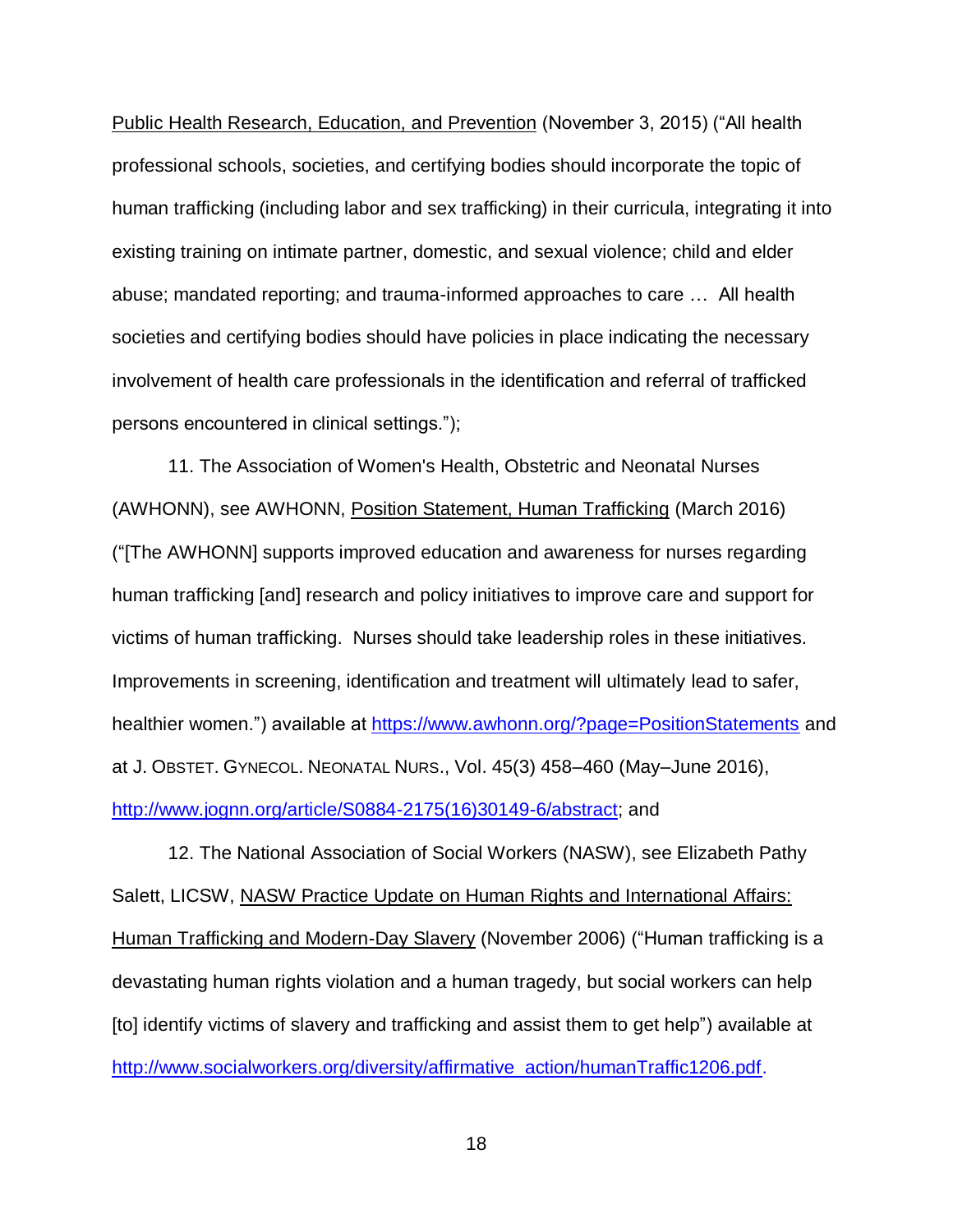Public Health Research, Education, and Prevention (November 3, 2015) ("All health professional schools, societies, and certifying bodies should incorporate the topic of human trafficking (including labor and sex trafficking) in their curricula, integrating it into existing training on intimate partner, domestic, and sexual violence; child and elder abuse; mandated reporting; and trauma-informed approaches to care … All health societies and certifying bodies should have policies in place indicating the necessary involvement of health care professionals in the identification and referral of trafficked persons encountered in clinical settings.");

11. The Association of Women's Health, Obstetric and Neonatal Nurses (AWHONN), see AWHONN, Position Statement, Human Trafficking (March 2016) ("[The AWHONN] supports improved education and awareness for nurses regarding human trafficking [and] research and policy initiatives to improve care and support for victims of human trafficking. Nurses should take leadership roles in these initiatives. Improvements in screening, identification and treatment will ultimately lead to safer, healthier women.") available at https://www.awhonn.org/?page=PositionStatements and at J. OBSTET. GYNECOL. NEONATAL NURS., Vol. 45(3) 458–460 (May–June 2016), http://www.jognn.org/article/S0884-2175(16)30149-6/abstract; and

12. The National Association of Social Workers (NASW), see Elizabeth Pathy Salett, LICSW, NASW Practice Update on Human Rights and International Affairs: Human Trafficking and Modern-Day Slavery (November 2006) ("Human trafficking is a devastating human rights violation and a human tragedy, but social workers can help [to] identify victims of slavery and trafficking and assist them to get help") available at http://www.socialworkers.org/diversity/affirmative_action/humanTraffic1206.pdf.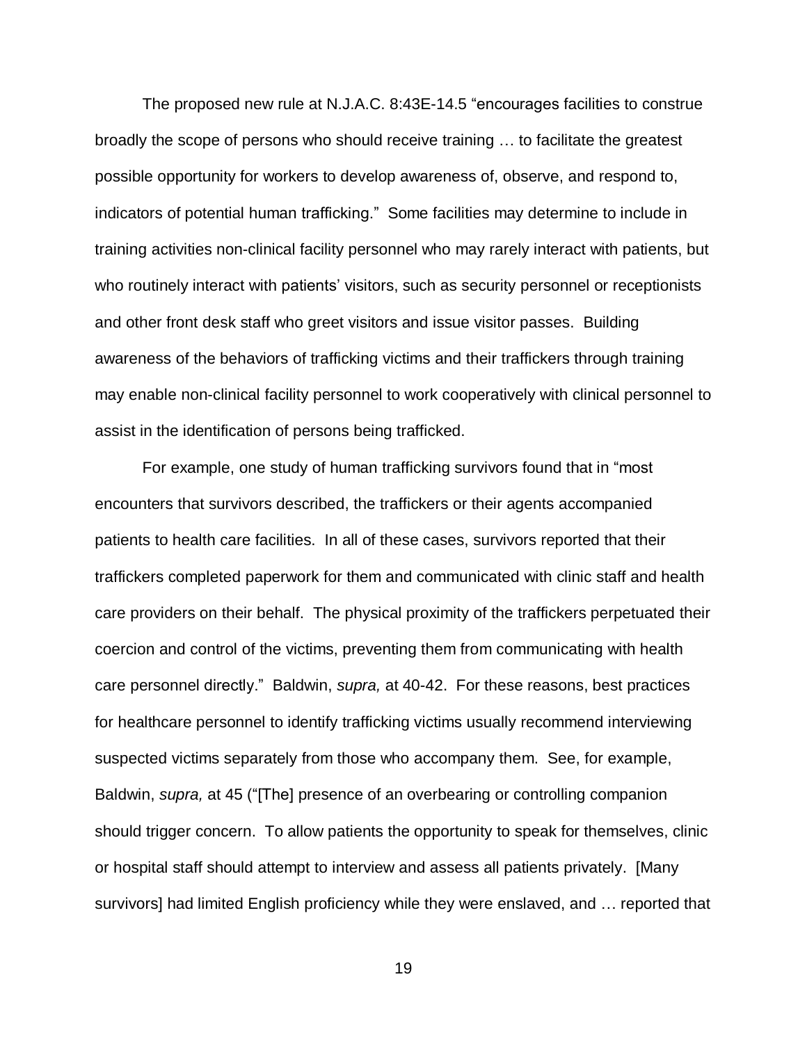The proposed new rule at N.J.A.C. 8:43E-14.5 “encourages facilities to construe broadly the scope of persons who should receive training … to facilitate the greatest possible opportunity for workers to develop awareness of, observe, and respond to, indicators of potential human trafficking.” Some facilities may determine to include in training activities non-clinical facility personnel who may rarely interact with patients, but who routinely interact with patients’ visitors, such as security personnel or receptionists and other front desk staff who greet visitors and issue visitor passes. Building awareness of the behaviors of trafficking victims and their traffickers through training may enable non-clinical facility personnel to work cooperatively with clinical personnel to assist in the identification of persons being trafficked.

For example, one study of human trafficking survivors found that in “most encounters that survivors described, the traffickers or their agents accompanied patients to health care facilities. In all of these cases, survivors reported that their traffickers completed paperwork for them and communicated with clinic staff and health care providers on their behalf. The physical proximity of the traffickers perpetuated their coercion and control of the victims, preventing them from communicating with health care personnel directly.” Baldwin, *supra,* at 40-42. For these reasons, best practices for healthcare personnel to identify trafficking victims usually recommend interviewing suspected victims separately from those who accompany them. See, for example, Baldwin, *supra,* at 45 (“[The] presence of an overbearing or controlling companion should trigger concern. To allow patients the opportunity to speak for themselves, clinic or hospital staff should attempt to interview and assess all patients privately. [Many survivors] had limited English proficiency while they were enslaved, and … reported that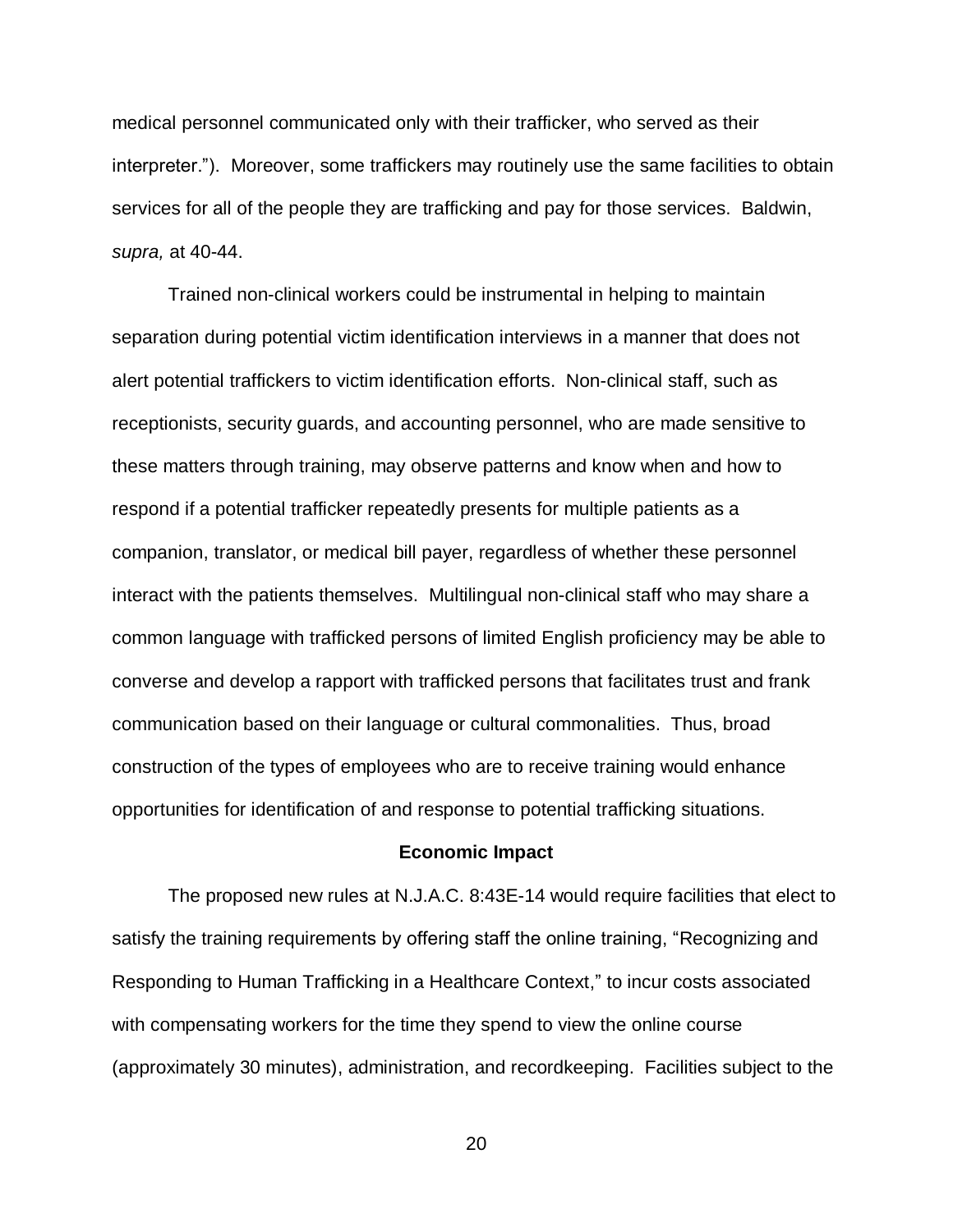medical personnel communicated only with their trafficker, who served as their interpreter."). Moreover, some traffickers may routinely use the same facilities to obtain services for all of the people they are trafficking and pay for those services. Baldwin, *supra,* at 40-44.

Trained non-clinical workers could be instrumental in helping to maintain separation during potential victim identification interviews in a manner that does not alert potential traffickers to victim identification efforts. Non-clinical staff, such as receptionists, security guards, and accounting personnel, who are made sensitive to these matters through training, may observe patterns and know when and how to respond if a potential trafficker repeatedly presents for multiple patients as a companion, translator, or medical bill payer, regardless of whether these personnel interact with the patients themselves. Multilingual non-clinical staff who may share a common language with trafficked persons of limited English proficiency may be able to converse and develop a rapport with trafficked persons that facilitates trust and frank communication based on their language or cultural commonalities. Thus, broad construction of the types of employees who are to receive training would enhance opportunities for identification of and response to potential trafficking situations.

**Economic Impact**

The proposed new rules at N.J.A.C. 8:43E-14 would require facilities that elect to satisfy the training requirements by offering staff the online training, "Recognizing and Responding to Human Trafficking in a Healthcare Context," to incur costs associated with compensating workers for the time they spend to view the online course (approximately 30 minutes), administration, and recordkeeping. Facilities subject to the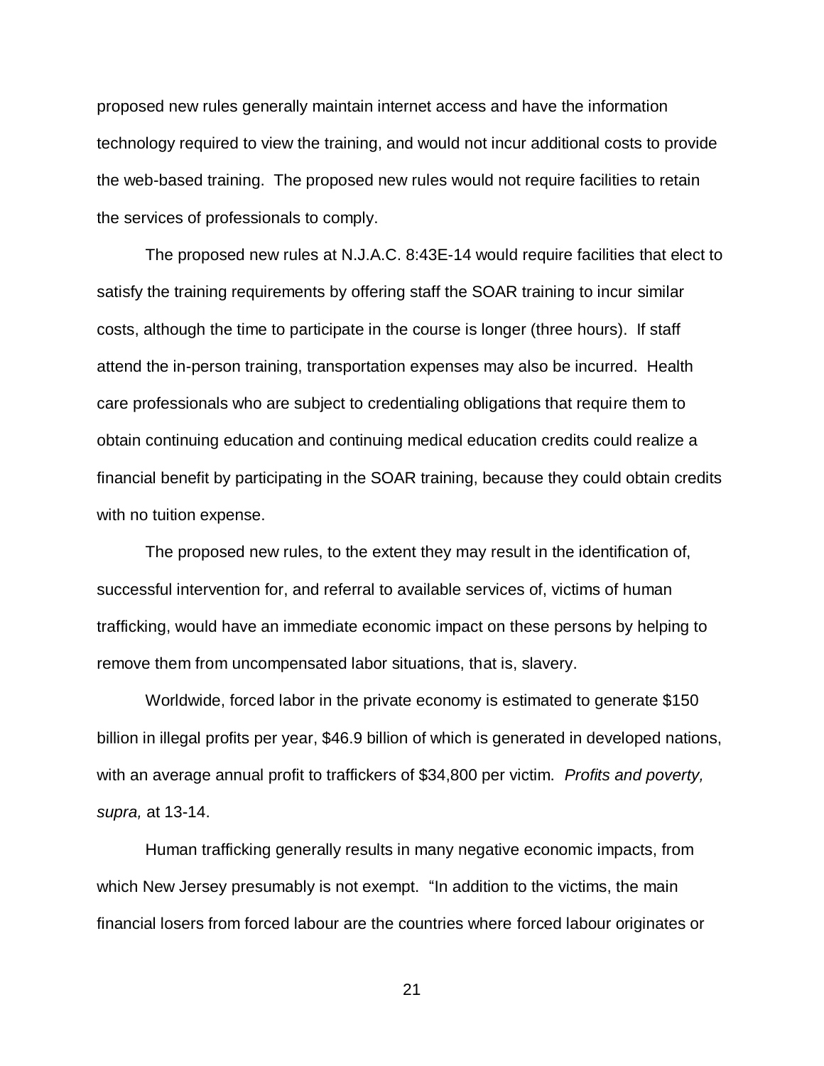proposed new rules generally maintain internet access and have the information technology required to view the training, and would not incur additional costs to provide the web-based training. The proposed new rules would not require facilities to retain the services of professionals to comply.

The proposed new rules at N.J.A.C. 8:43E-14 would require facilities that elect to satisfy the training requirements by offering staff the SOAR training to incur similar costs, although the time to participate in the course is longer (three hours). If staff attend the in-person training, transportation expenses may also be incurred. Health care professionals who are subject to credentialing obligations that require them to obtain continuing education and continuing medical education credits could realize a financial benefit by participating in the SOAR training, because they could obtain credits with no tuition expense.

The proposed new rules, to the extent they may result in the identification of, successful intervention for, and referral to available services of, victims of human trafficking, would have an immediate economic impact on these persons by helping to remove them from uncompensated labor situations, that is, slavery.

Worldwide, forced labor in the private economy is estimated to generate $150 billion in illegal profits per year, $46.9 billion of which is generated in developed nations, with an average annual profit to traffickers of $34,800 per victim. *Profits and poverty, supra,* at 13-14.

Human trafficking generally results in many negative economic impacts, from which New Jersey presumably is not exempt. "In addition to the victims, the main financial losers from forced labour are the countries where forced labour originates or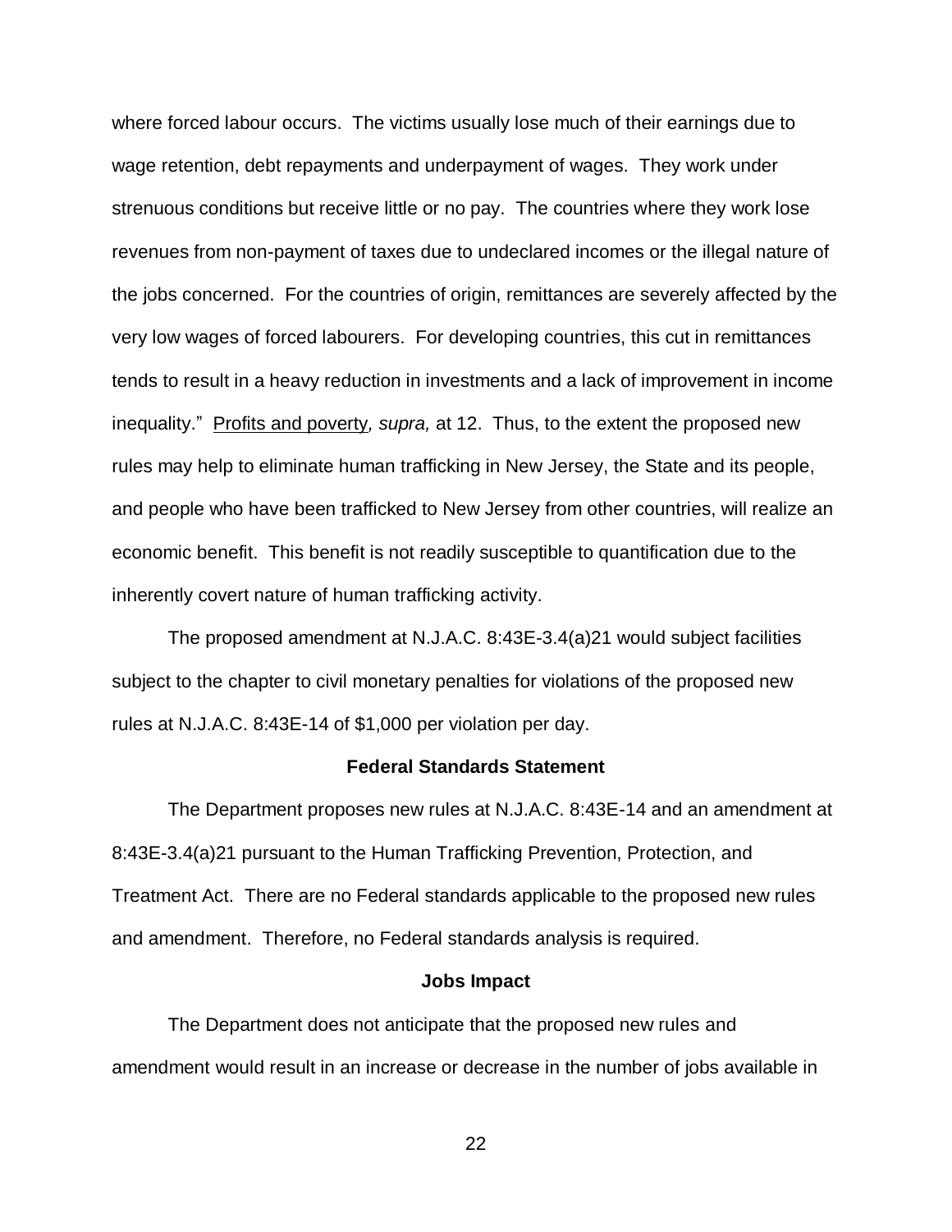where forced labour occurs. The victims usually lose much of their earnings due to wage retention, debt repayments and underpayment of wages. They work under strenuous conditions but receive little or no pay. The countries where they work lose revenues from non-payment of taxes due to undeclared incomes or the illegal nature of the jobs concerned. For the countries of origin, remittances are severely affected by the very low wages of forced labourers. For developing countries, this cut in remittances tends to result in a heavy reduction in investments and a lack of improvement in income inequality." Profits and poverty*, supra,* at 12. Thus, to the extent the proposed new rules may help to eliminate human trafficking in New Jersey, the State and its people, and people who have been trafficked to New Jersey from other countries, will realize an economic benefit. This benefit is not readily susceptible to quantification due to the inherently covert nature of human trafficking activity.

The proposed amendment at N.J.A.C. 8:43E-3.4(a)21 would subject facilities subject to the chapter to civil monetary penalties for violations of the proposed new rules at N.J.A.C. 8:43E-14 of $1,000 per violation per day.

**Federal Standards Statement**

The Department proposes new rules at N.J.A.C. 8:43E-14 and an amendment at 8:43E-3.4(a)21 pursuant to the Human Trafficking Prevention, Protection, and Treatment Act. There are no Federal standards applicable to the proposed new rules and amendment. Therefore, no Federal standards analysis is required.

**Jobs Impact**

The Department does not anticipate that the proposed new rules and amendment would result in an increase or decrease in the number of jobs available in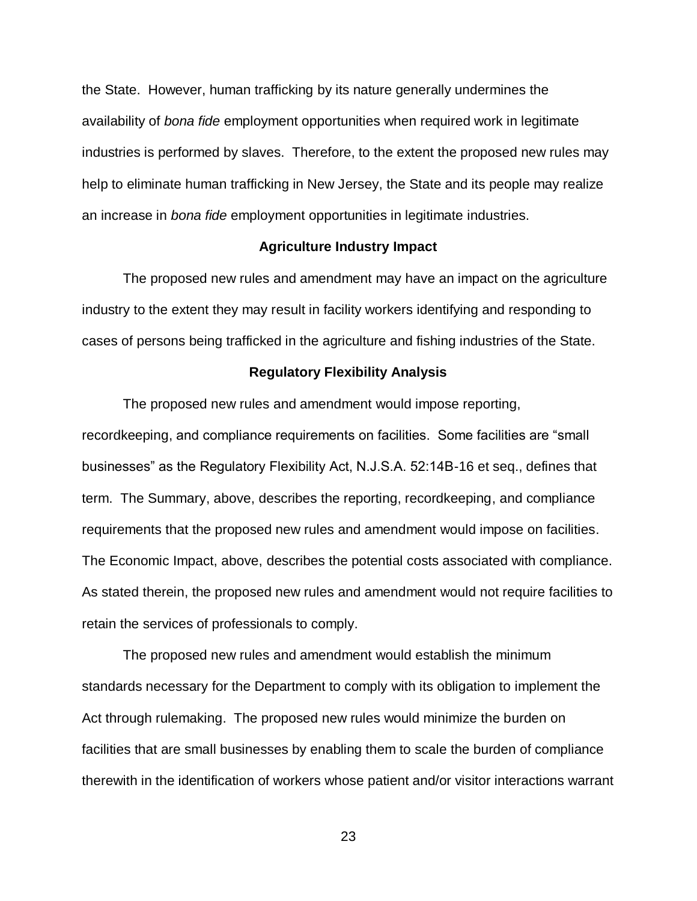the State. However, human trafficking by its nature generally undermines the availability of *bona fide* employment opportunities when required work in legitimate industries is performed by slaves. Therefore, to the extent the proposed new rules may help to eliminate human trafficking in New Jersey, the State and its people may realize an increase in *bona fide* employment opportunities in legitimate industries.

**Agriculture Industry Impact**

The proposed new rules and amendment may have an impact on the agriculture industry to the extent they may result in facility workers identifying and responding to cases of persons being trafficked in the agriculture and fishing industries of the State.

**Regulatory Flexibility Analysis**

The proposed new rules and amendment would impose reporting, recordkeeping, and compliance requirements on facilities. Some facilities are "small businesses" as the Regulatory Flexibility Act, N.J.S.A. 52:14B-16 et seq., defines that term. The Summary, above, describes the reporting, recordkeeping, and compliance requirements that the proposed new rules and amendment would impose on facilities. The Economic Impact, above, describes the potential costs associated with compliance. As stated therein, the proposed new rules and amendment would not require facilities to retain the services of professionals to comply.

The proposed new rules and amendment would establish the minimum standards necessary for the Department to comply with its obligation to implement the Act through rulemaking. The proposed new rules would minimize the burden on facilities that are small businesses by enabling them to scale the burden of compliance therewith in the identification of workers whose patient and/or visitor interactions warrant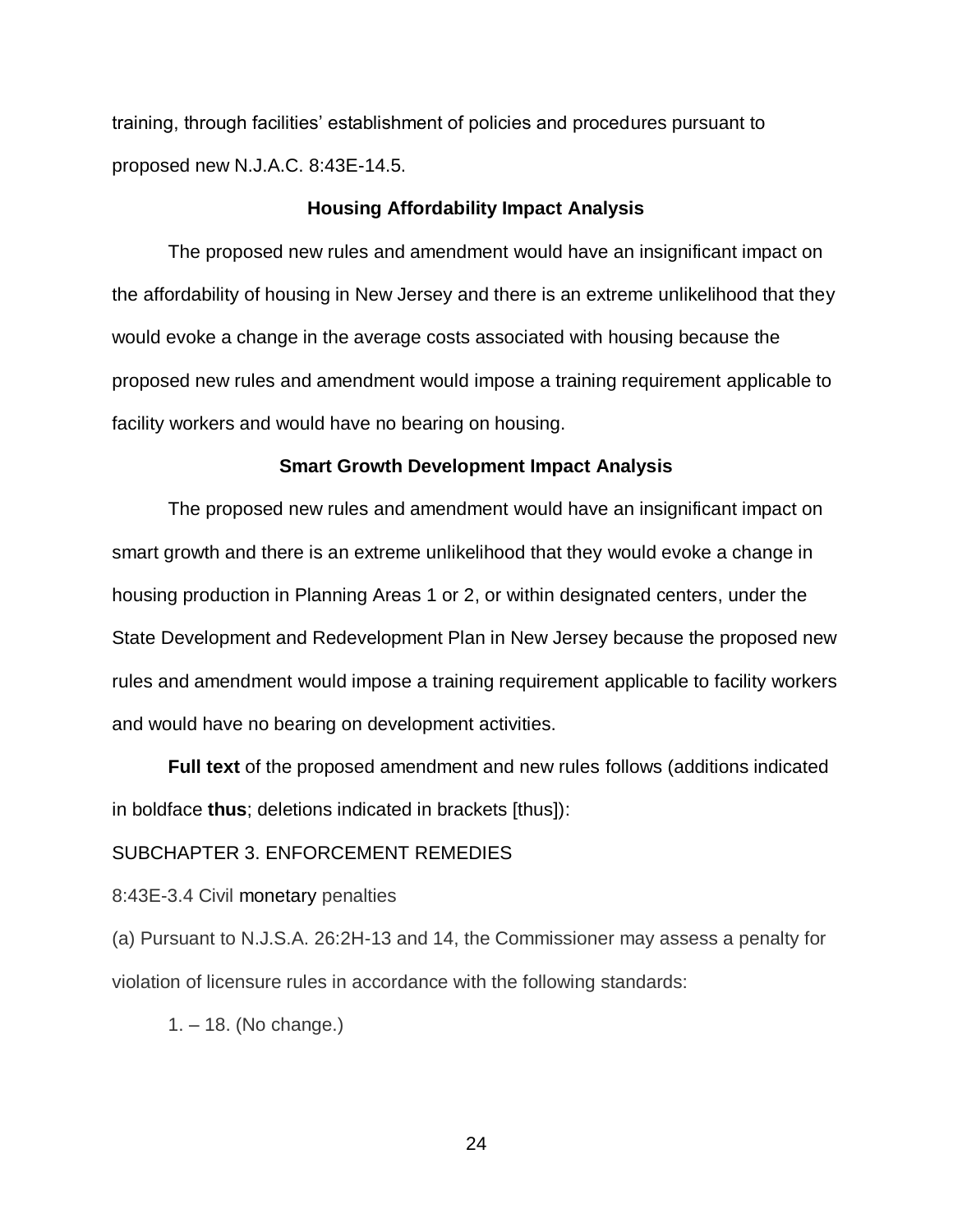training, through facilities' establishment of policies and procedures pursuant to proposed new N.J.A.C. 8:43E-14.5.

## Housing Affordability Impact Analysis

The proposed new rules and amendment would have an insignificant impact on the affordability of housing in New Jersey and there is an extreme unlikelihood that they would evoke a change in the average costs associated with housing because the proposed new rules and amendment would impose a training requirement applicable to facility workers and would have no bearing on housing.

## Smart Growth Development Impact Analysis

The proposed new rules and amendment would have an insignificant impact on smart growth and there is an extreme unlikelihood that they would evoke a change in housing production in Planning Areas 1 or 2, or within designated centers, under the State Development and Redevelopment Plan in New Jersey because the proposed new rules and amendment would impose a training requirement applicable to facility workers and would have no bearing on development activities.

**Full text** of the proposed amendment and new rules follows (additions indicated in boldface **thus**; deletions indicated in brackets [thus]):

SUBCHAPTER 3. ENFORCEMENT REMEDIES

8:43E-3.4 Civil monetary penalties

(a) Pursuant to N.J.S.A. 26:2H-13 and 14, the Commissioner may assess a penalty for violation of licensure rules in accordance with the following standards:

1. – 18. (No change.)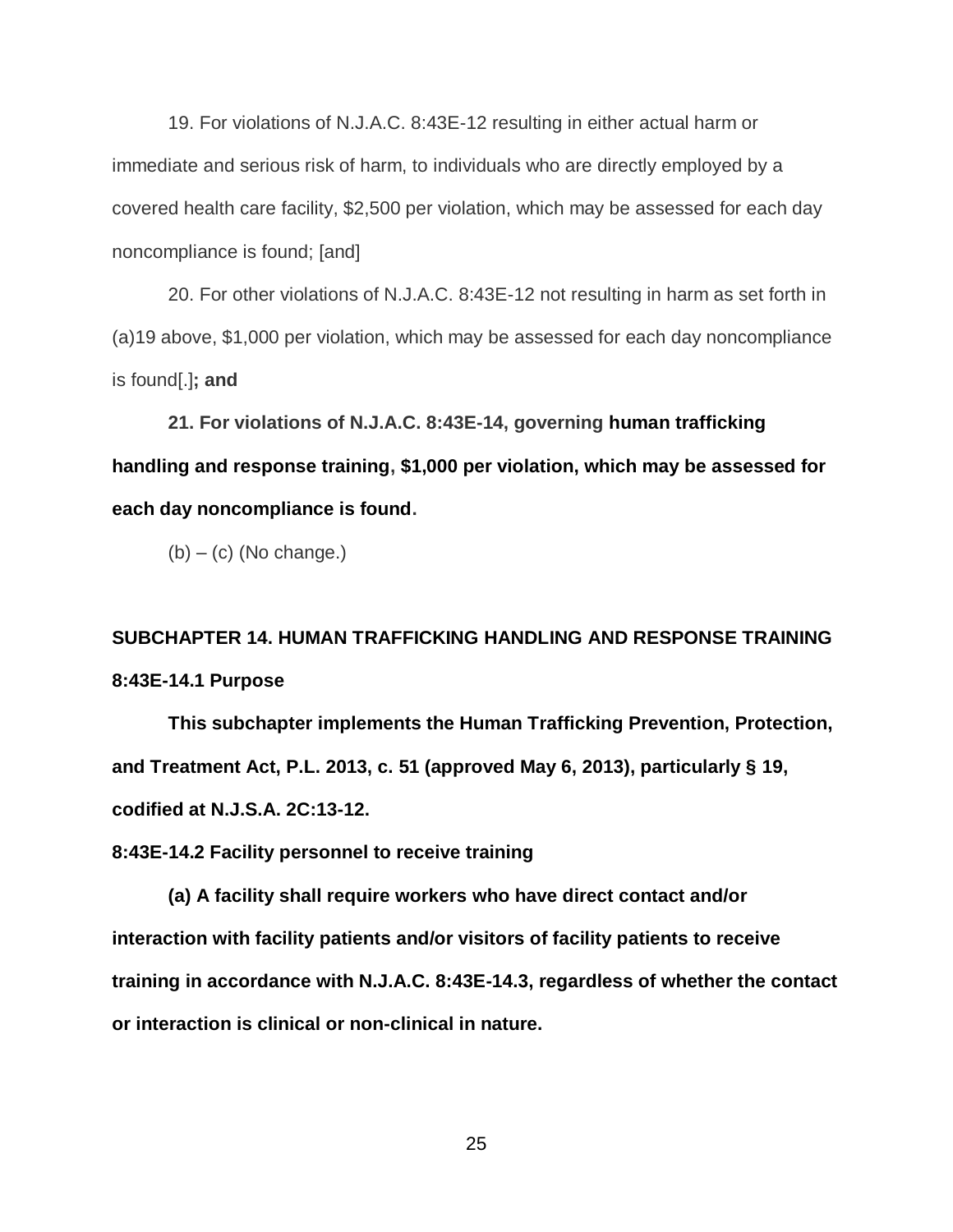19. For violations of N.J.A.C. 8:43E-12 resulting in either actual harm or immediate and serious risk of harm, to individuals who are directly employed by a covered health care facility, $2,500 per violation, which may be assessed for each day noncompliance is found; [and]

20. For other violations of N.J.A.C. 8:43E-12 not resulting in harm as set forth in (a)19 above, $1,000 per violation, which may be assessed for each day noncompliance is found[.]**; and**

**21. For violations of N.J.A.C. 8:43E-14, governing human trafficking handling and response training, $1,000 per violation, which may be assessed for each day noncompliance is found.**

(b) – (c) (No change.)

**SUBCHAPTER 14. HUMAN TRAFFICKING HANDLING AND RESPONSE TRAINING**

**8:43E-14.1 Purpose**

**This subchapter implements the Human Trafficking Prevention, Protection, and Treatment Act, P.L. 2013, c. 51 (approved May 6, 2013), particularly § 19, codified at N.J.S.A. 2C:13-12.**

**8:43E-14.2 Facility personnel to receive training**

**(a) A facility shall require workers who have direct contact and/or interaction with facility patients and/or visitors of facility patients to receive training in accordance with N.J.A.C. 8:43E-14.3, regardless of whether the contact or interaction is clinical or non-clinical in nature.**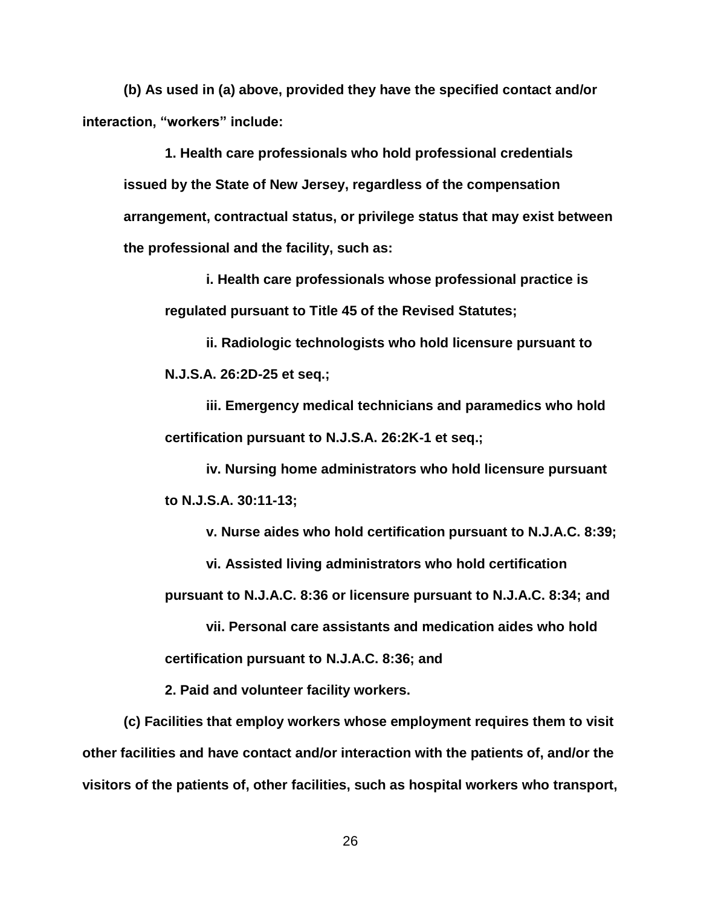**(b) As used in (a) above, provided they have the specified contact and/or interaction, "workers" include:**

**1. Health care professionals who hold professional credentials issued by the State of New Jersey, regardless of the compensation arrangement, contractual status, or privilege status that may exist between the professional and the facility, such as:**

**i. Health care professionals whose professional practice is regulated pursuant to Title 45 of the Revised Statutes;**

**ii. Radiologic technologists who hold licensure pursuant to N.J.S.A. 26:2D-25 et seq.;**

**iii. Emergency medical technicians and paramedics who hold certification pursuant to N.J.S.A. 26:2K-1 et seq.;**

**iv. Nursing home administrators who hold licensure pursuant to N.J.S.A. 30:11-13;**

**v. Nurse aides who hold certification pursuant to N.J.A.C. 8:39;**

**vi. Assisted living administrators who hold certification pursuant to N.J.A.C. 8:36 or licensure pursuant to N.J.A.C. 8:34; and**

**vii. Personal care assistants and medication aides who hold certification pursuant to N.J.A.C. 8:36; and**

**2. Paid and volunteer facility workers.**

**(c) Facilities that employ workers whose employment requires them to visit other facilities and have contact and/or interaction with the patients of, and/or the visitors of the patients of, other facilities, such as hospital workers who transport,**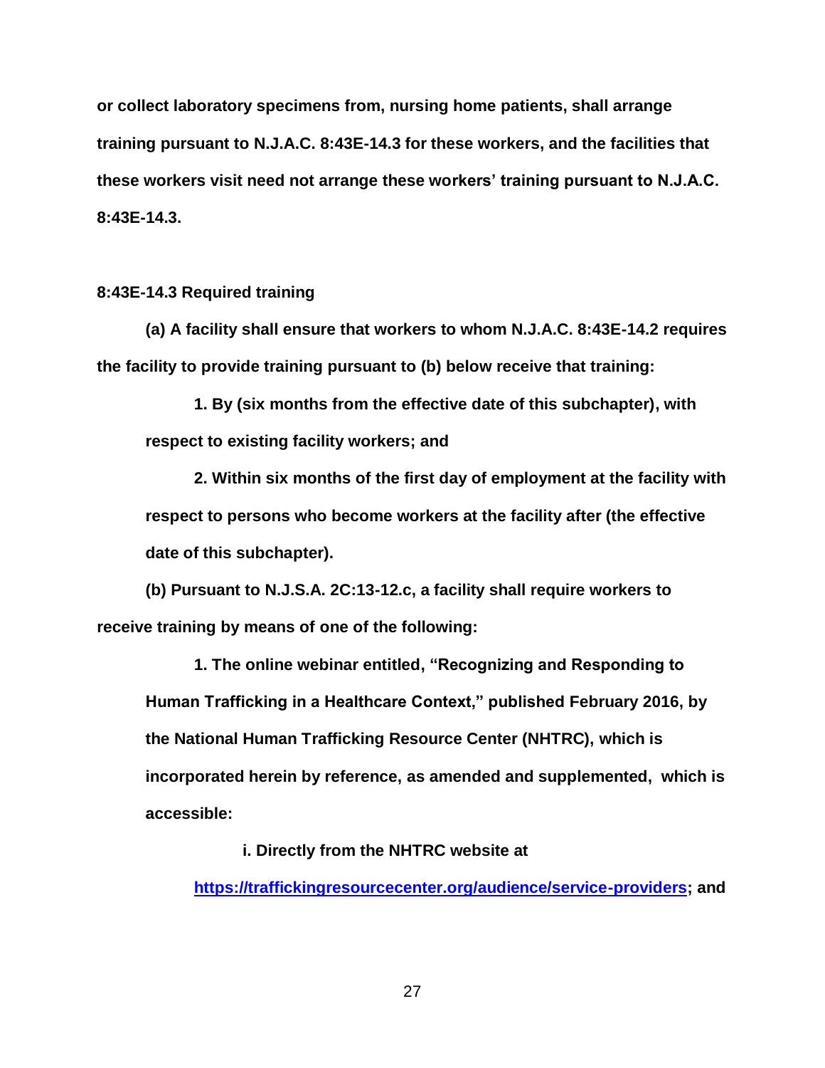**or collect laboratory specimens from, nursing home patients, shall arrange training pursuant to N.J.A.C. 8:43E-14.3 for these workers, and the facilities that these workers visit need not arrange these workers' training pursuant to N.J.A.C. 8:43E-14.3.**

**8:43E-14.3 Required training**

**(a) A facility shall ensure that workers to whom N.J.A.C. 8:43E-14.2 requires the facility to provide training pursuant to (b) below receive that training:**

**1. By (six months from the effective date of this subchapter), with respect to existing facility workers; and**

**2. Within six months of the first day of employment at the facility with respect to persons who become workers at the facility after (the effective date of this subchapter).**

**(b) Pursuant to N.J.S.A. 2C:13-12.c, a facility shall require workers to receive training by means of one of the following:**

**1. The online webinar entitled, "Recognizing and Responding to Human Trafficking in a Healthcare Context," published February 2016, by the National Human Trafficking Resource Center (NHTRC), which is incorporated herein by reference, as amended and supplemented, which is accessible:**

**i. Directly from the NHTRC website at [https://traffickingresourcecenter.org/audience/service-providers](https://traffickingresourcecenter.org/audience/service-providers); and**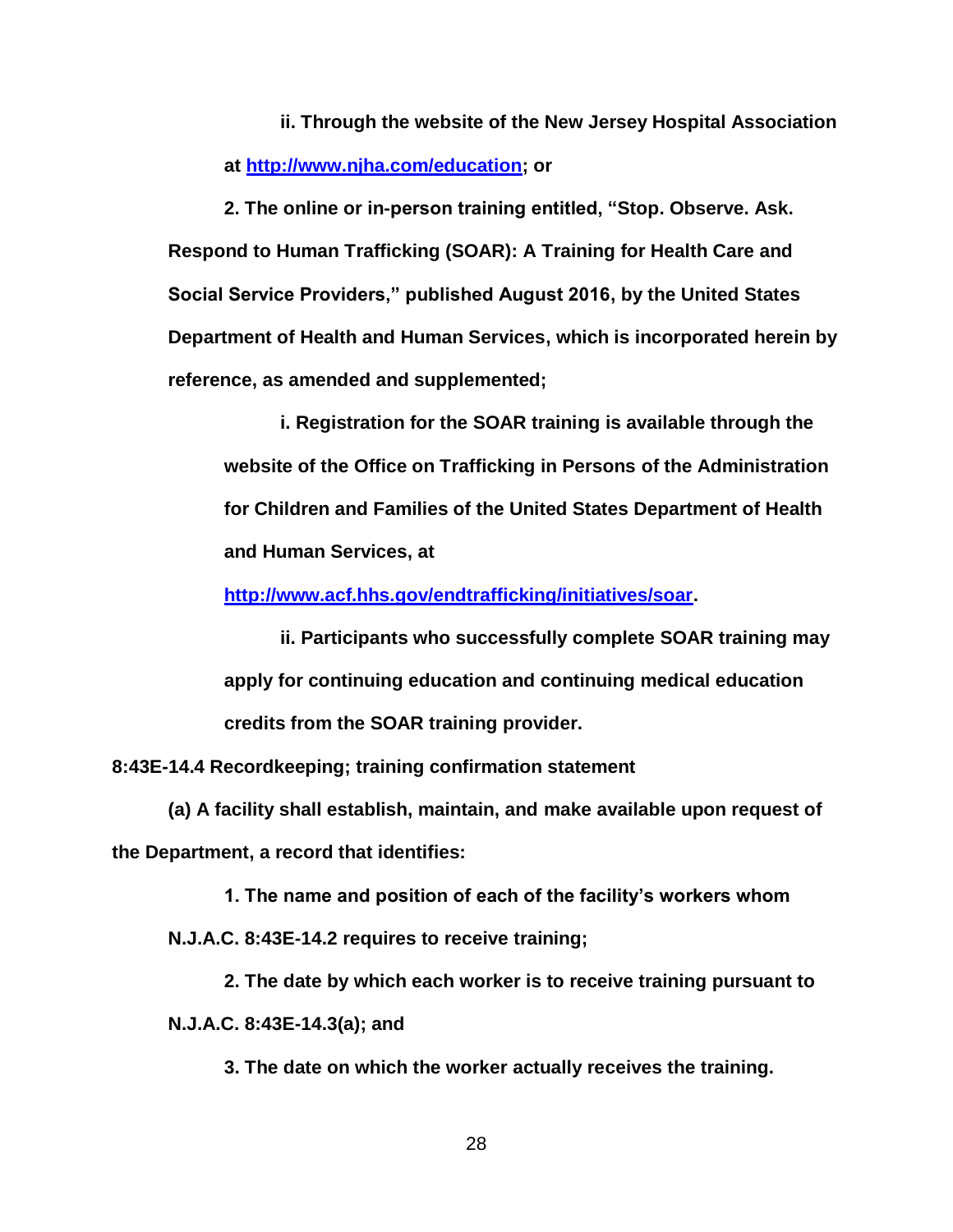**ii. Through the website of the New Jersey Hospital Association at [http://www.njha.com/education](http://www.njha.com/education); or**

**2. The online or in-person training entitled, "Stop. Observe. Ask. Respond to Human Trafficking (SOAR): A Training for Health Care and Social Service Providers," published August 2016, by the United States Department of Health and Human Services, which is incorporated herein by reference, as amended and supplemented;**

**i. Registration for the SOAR training is available through the website of the Office on Trafficking in Persons of the Administration for Children and Families of the United States Department of Health and Human Services, at [http://www.acf.hhs.gov/endtrafficking/initiatives/soar](http://www.acf.hhs.gov/endtrafficking/initiatives/soar).**

**ii. Participants who successfully complete SOAR training may apply for continuing education and continuing medical education credits from the SOAR training provider.**

**8:43E-14.4 Recordkeeping; training confirmation statement**

**(a) A facility shall establish, maintain, and make available upon request of the Department, a record that identifies:**

**1. The name and position of each of the facility's workers whom N.J.A.C. 8:43E-14.2 requires to receive training;**

**2. The date by which each worker is to receive training pursuant to N.J.A.C. 8:43E-14.3(a); and**

**3. The date on which the worker actually receives the training.**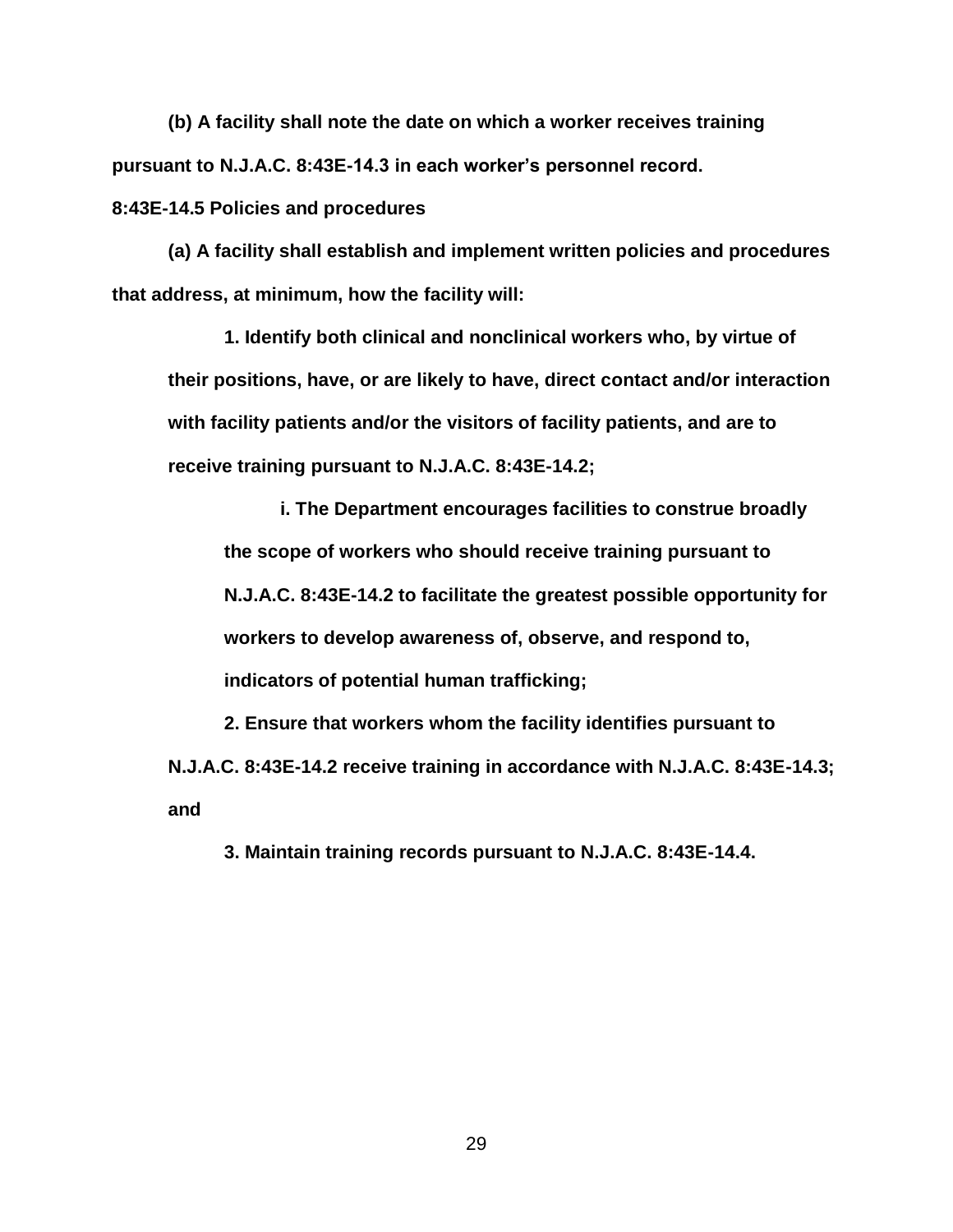**(b) A facility shall note the date on which a worker receives training pursuant to N.J.A.C. 8:43E-14.3 in each worker's personnel record.**

**8:43E-14.5 Policies and procedures**

**(a) A facility shall establish and implement written policies and procedures that address, at minimum, how the facility will:**

**1. Identify both clinical and nonclinical workers who, by virtue of their positions, have, or are likely to have, direct contact and/or interaction with facility patients and/or the visitors of facility patients, and are to receive training pursuant to N.J.A.C. 8:43E-14.2;**

**i. The Department encourages facilities to construe broadly the scope of workers who should receive training pursuant to N.J.A.C. 8:43E-14.2 to facilitate the greatest possible opportunity for workers to develop awareness of, observe, and respond to, indicators of potential human trafficking;**

**2. Ensure that workers whom the facility identifies pursuant to N.J.A.C. 8:43E-14.2 receive training in accordance with N.J.A.C. 8:43E-14.3; and**

**3. Maintain training records pursuant to N.J.A.C. 8:43E-14.4.**